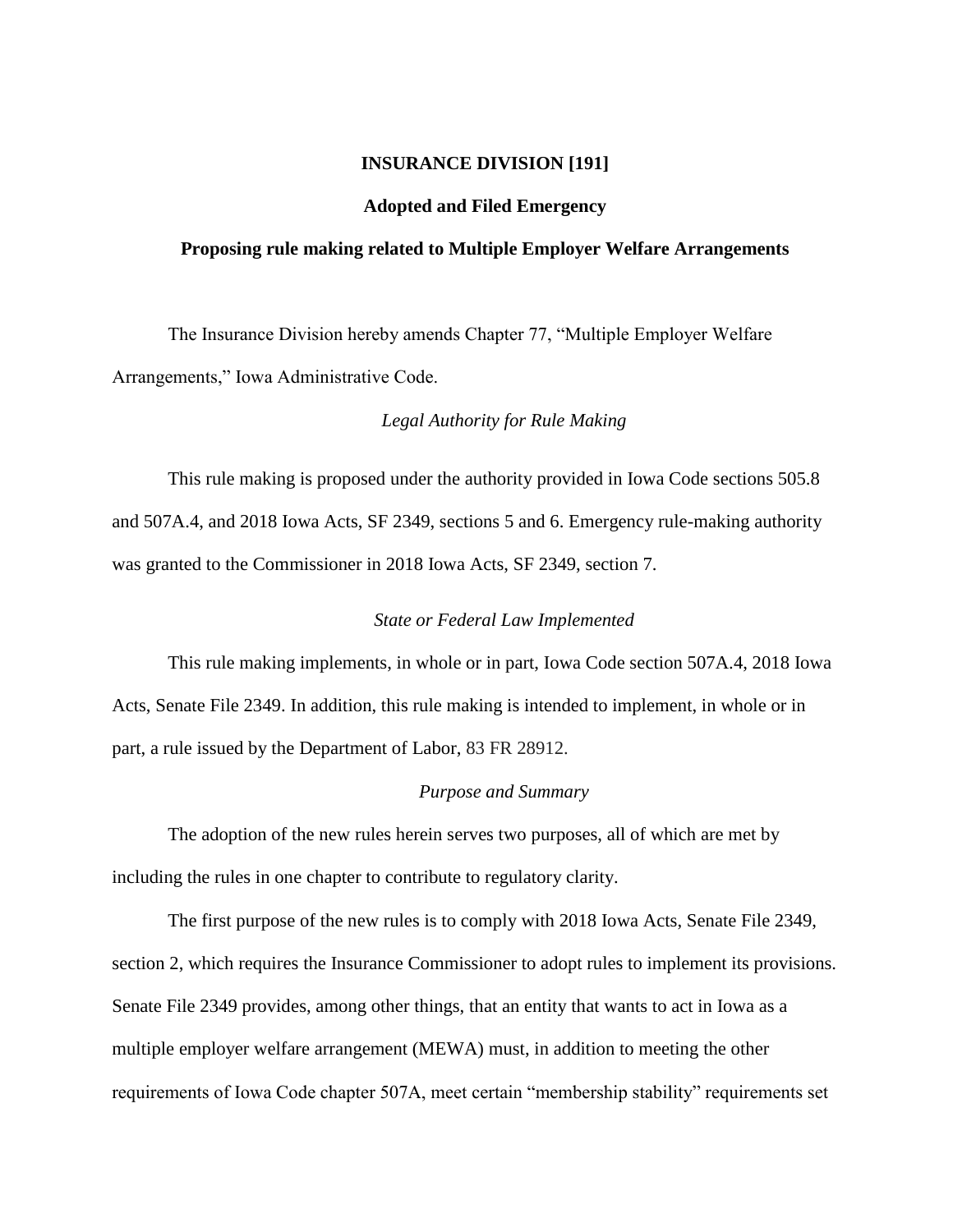**INSURANCE DIVISION [191]**

**Adopted and Filed Emergency**

**Proposing rule making related to Multiple Employer Welfare Arrangements**

The Insurance Division hereby amends Chapter 77, "Multiple Employer Welfare Arrangements," Iowa Administrative Code.

*Legal Authority for Rule Making*

This rule making is proposed under the authority provided in Iowa Code sections 505.8 and 507A.4, and 2018 Iowa Acts, SF 2349, sections 5 and 6. Emergency rule-making authority was granted to the Commissioner in 2018 Iowa Acts, SF 2349, section 7.

*State or Federal Law Implemented*

This rule making implements, in whole or in part, Iowa Code section 507A.4, 2018 Iowa Acts, Senate File 2349. In addition, this rule making is intended to implement, in whole or in part, a rule issued by the Department of Labor, 83 FR 28912.

*Purpose and Summary*

The adoption of the new rules herein serves two purposes, all of which are met by including the rules in one chapter to contribute to regulatory clarity.

The first purpose of the new rules is to comply with 2018 Iowa Acts, Senate File 2349, section 2, which requires the Insurance Commissioner to adopt rules to implement its provisions. Senate File 2349 provides, among other things, that an entity that wants to act in Iowa as a multiple employer welfare arrangement (MEWA) must, in addition to meeting the other requirements of Iowa Code chapter 507A, meet certain "membership stability" requirements set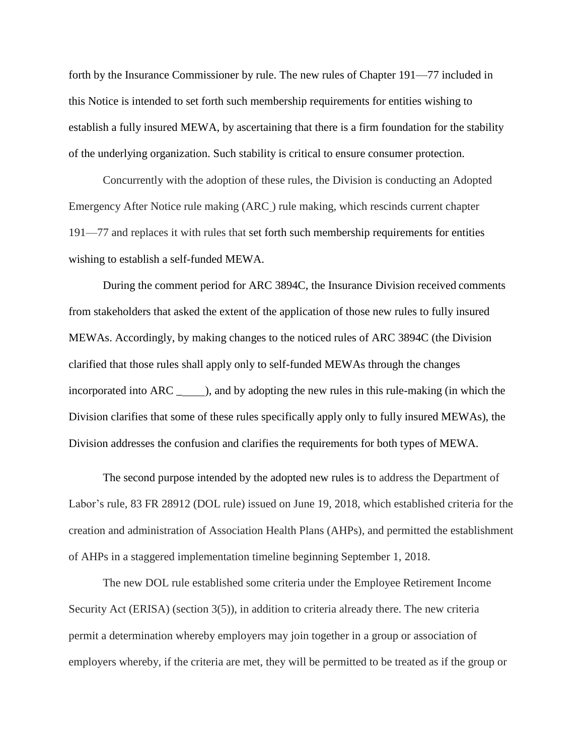forth by the Insurance Commissioner by rule. The new rules of Chapter 191—77 included in this Notice is intended to set forth such membership requirements for entities wishing to establish a fully insured MEWA, by ascertaining that there is a firm foundation for the stability of the underlying organization. Such stability is critical to ensure consumer protection.

Concurrently with the adoption of these rules, the Division is conducting an Adopted Emergency After Notice rule making (ARC _) rule making, which rescinds current chapter 191—77 and replaces it with rules that set forth such membership requirements for entities wishing to establish a self-funded MEWA.

During the comment period for ARC 3894C, the Insurance Division received comments from stakeholders that asked the extent of the application of those new rules to fully insured MEWAs. Accordingly, by making changes to the noticed rules of ARC 3894C (the Division clarified that those rules shall apply only to self-funded MEWAs through the changes incorporated into ARC _____), and by adopting the new rules in this rule-making (in which the Division clarifies that some of these rules specifically apply only to fully insured MEWAs), the Division addresses the confusion and clarifies the requirements for both types of MEWA.

The second purpose intended by the adopted new rules is to address the Department of Labor's rule, 83 FR 28912 (DOL rule) issued on June 19, 2018, which established criteria for the creation and administration of Association Health Plans (AHPs), and permitted the establishment of AHPs in a staggered implementation timeline beginning September 1, 2018.

The new DOL rule established some criteria under the Employee Retirement Income Security Act (ERISA) (section 3(5)), in addition to criteria already there. The new criteria permit a determination whereby employers may join together in a group or association of employers whereby, if the criteria are met, they will be permitted to be treated as if the group or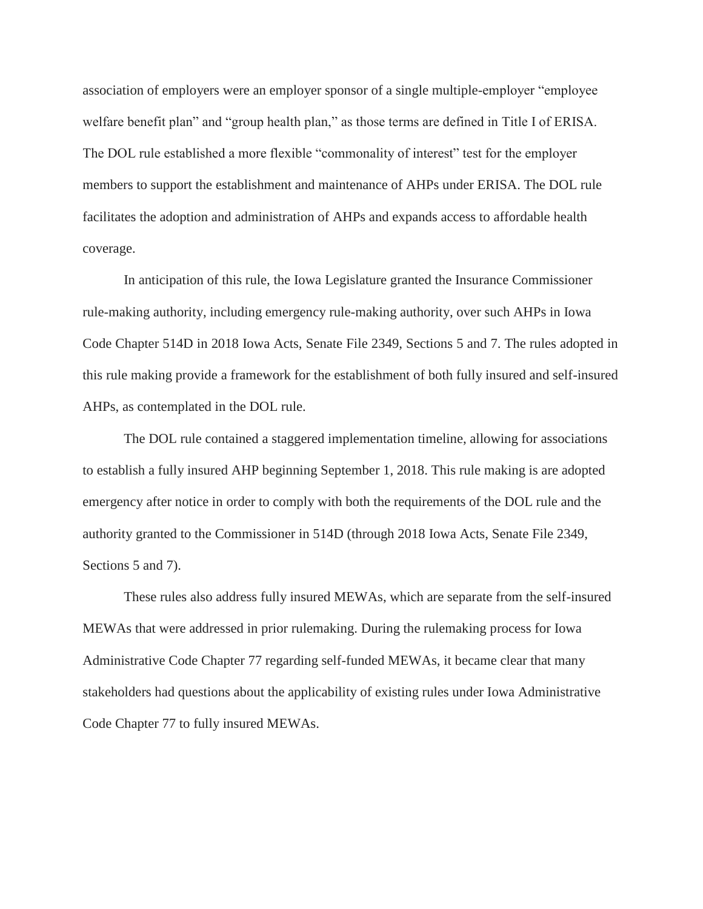association of employers were an employer sponsor of a single multiple-employer "employee welfare benefit plan" and "group health plan," as those terms are defined in Title I of ERISA. The DOL rule established a more flexible "commonality of interest" test for the employer members to support the establishment and maintenance of AHPs under ERISA. The DOL rule facilitates the adoption and administration of AHPs and expands access to affordable health coverage.

In anticipation of this rule, the Iowa Legislature granted the Insurance Commissioner rule-making authority, including emergency rule-making authority, over such AHPs in Iowa Code Chapter 514D in 2018 Iowa Acts, Senate File 2349, Sections 5 and 7. The rules adopted in this rule making provide a framework for the establishment of both fully insured and self-insured AHPs, as contemplated in the DOL rule.

The DOL rule contained a staggered implementation timeline, allowing for associations to establish a fully insured AHP beginning September 1, 2018. This rule making is are adopted emergency after notice in order to comply with both the requirements of the DOL rule and the authority granted to the Commissioner in 514D (through 2018 Iowa Acts, Senate File 2349, Sections 5 and 7).

These rules also address fully insured MEWAs, which are separate from the self-insured MEWAs that were addressed in prior rulemaking. During the rulemaking process for Iowa Administrative Code Chapter 77 regarding self-funded MEWAs, it became clear that many stakeholders had questions about the applicability of existing rules under Iowa Administrative Code Chapter 77 to fully insured MEWAs.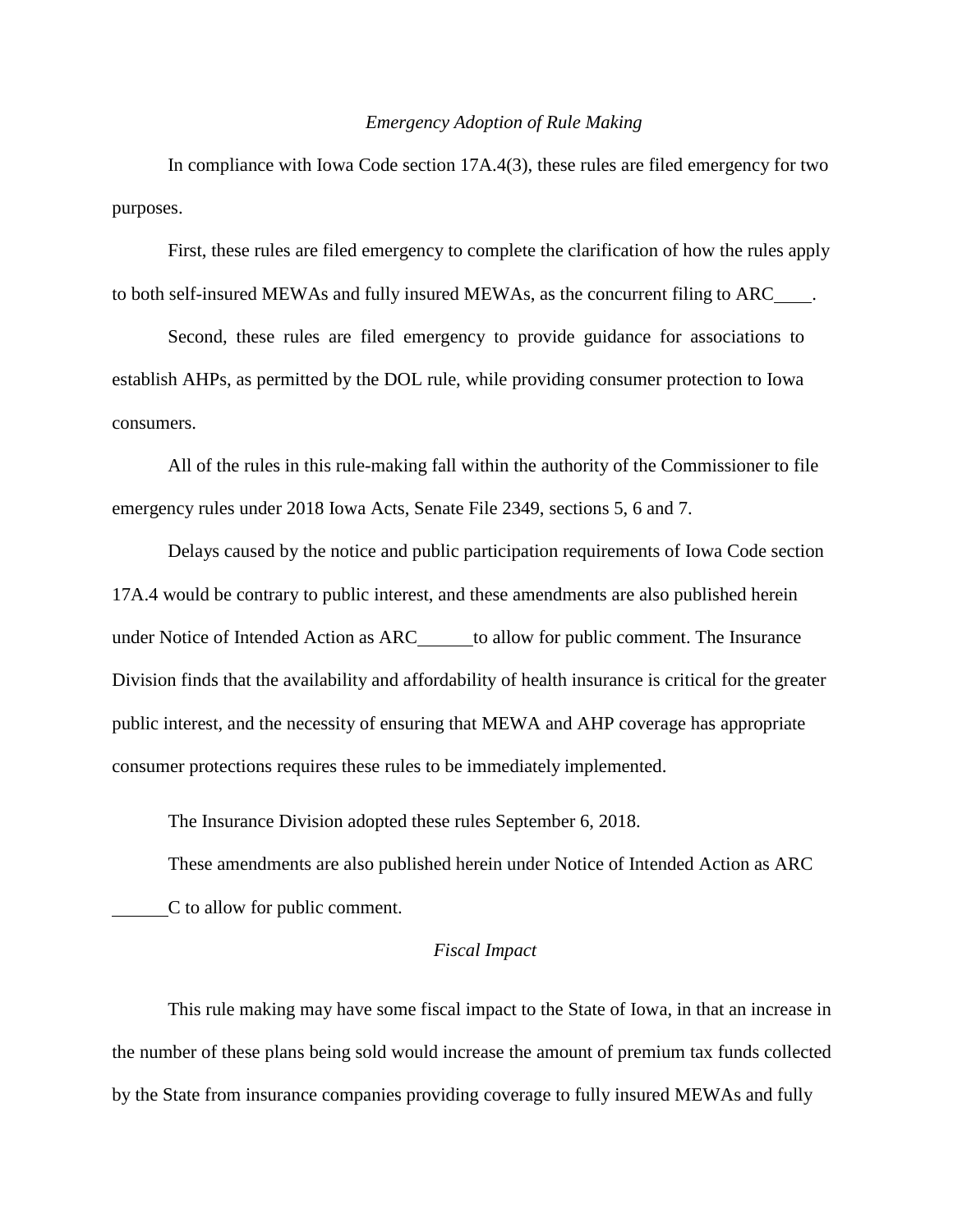*Emergency Adoption of Rule Making*

In compliance with Iowa Code section 17A.4(3), these rules are filed emergency for two purposes.

First, these rules are filed emergency to complete the clarification of how the rules apply to both self-insured MEWAs and fully insured MEWAs, as the concurrent filing to ARC____.

Second, these rules are filed emergency to provide guidance for associations to establish AHPs, as permitted by the DOL rule, while providing consumer protection to Iowa consumers.

All of the rules in this rule-making fall within the authority of the Commissioner to file emergency rules under 2018 Iowa Acts, Senate File 2349, sections 5, 6 and 7.

Delays caused by the notice and public participation requirements of Iowa Code section 17A.4 would be contrary to public interest, and these amendments are also published herein under Notice of Intended Action as ARC______to allow for public comment. The Insurance Division finds that the availability and affordability of health insurance is critical for the greater public interest, and the necessity of ensuring that MEWA and AHP coverage has appropriate consumer protections requires these rules to be immediately implemented.

The Insurance Division adopted these rules September 6, 2018.

These amendments are also published herein under Notice of Intended Action as ARC ______C to allow for public comment.

*Fiscal Impact*

This rule making may have some fiscal impact to the State of Iowa, in that an increase in the number of these plans being sold would increase the amount of premium tax funds collected by the State from insurance companies providing coverage to fully insured MEWAs and fully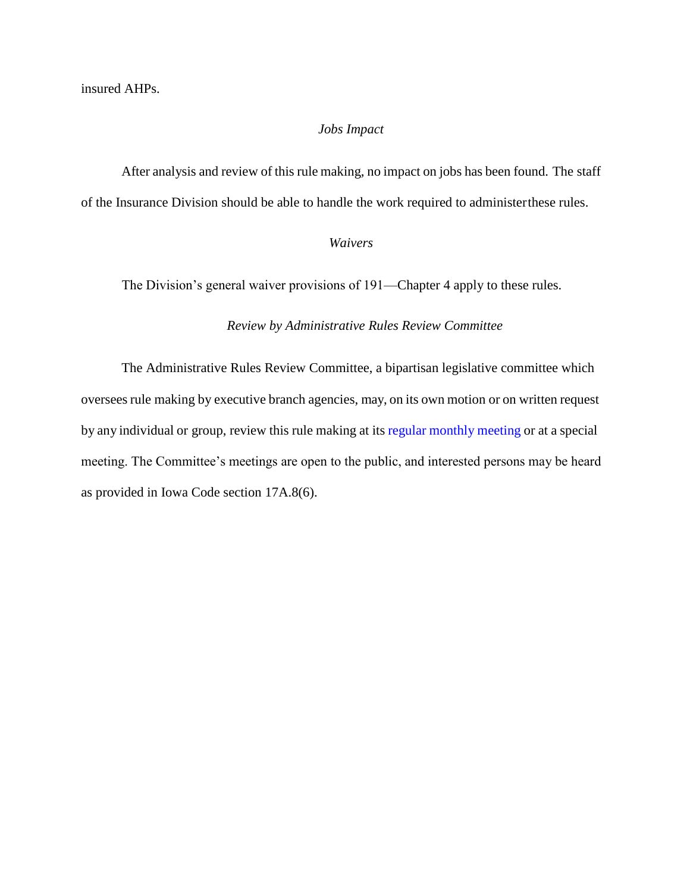insured AHPs.

*Jobs Impact*

After analysis and review of this rule making, no impact on jobs has been found. The staff of the Insurance Division should be able to handle the work required to administer these rules.

*Waivers*

The Division's general waiver provisions of 191—Chapter 4 apply to these rules.

*Review by Administrative Rules Review Committee*

The Administrative Rules Review Committee, a bipartisan legislative committee which oversees rule making by executive branch agencies, may, on its own motion or on written request by any individual or group, review this rule making at its regular monthly meeting or at a special meeting. The Committee's meetings are open to the public, and interested persons may be heard as provided in Iowa Code section 17A.8(6).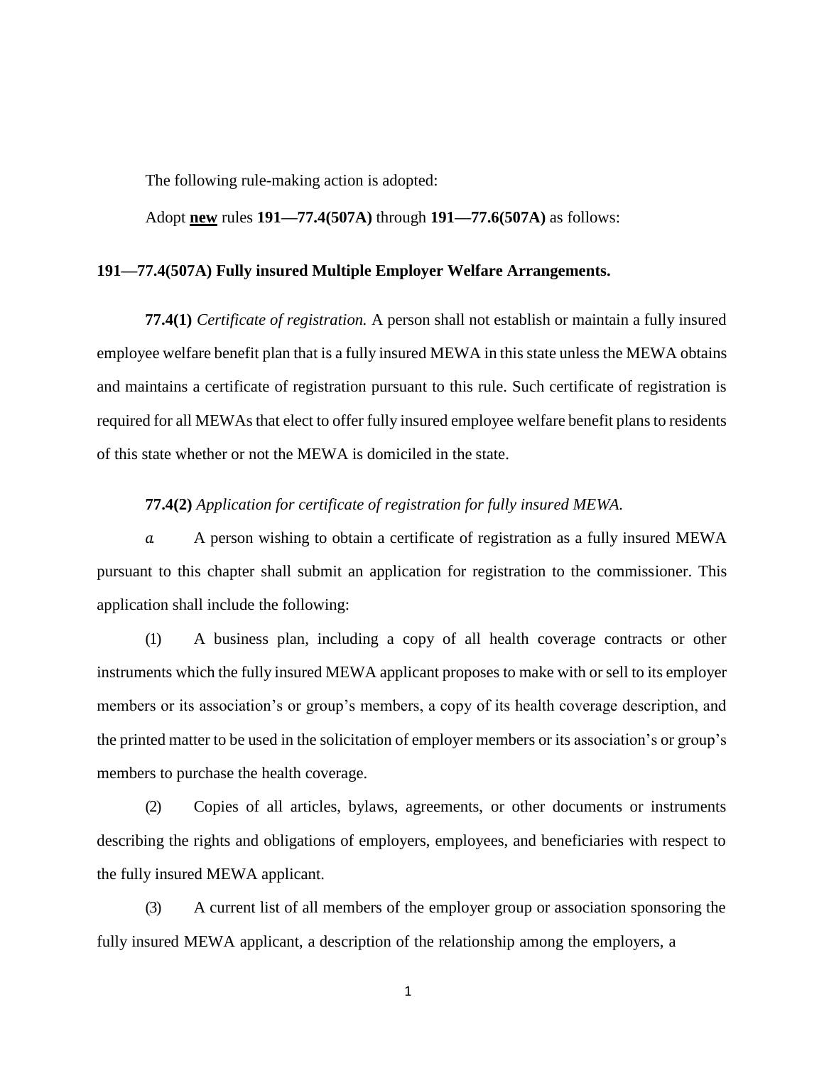The following rule-making action is adopted:

Adopt **new** rules **191—77.4(507A)** through **191—77.6(507A)** as follows:

**191—77.4(507A) Fully insured Multiple Employer Welfare Arrangements.**

**77.4(1)** *Certificate of registration.* A person shall not establish or maintain a fully insured employee welfare benefit plan that is a fully insured MEWA in this state unless the MEWA obtains and maintains a certificate of registration pursuant to this rule. Such certificate of registration is required for all MEWAs that elect to offer fully insured employee welfare benefit plans to residents of this state whether or not the MEWA is domiciled in the state.

**77.4(2)** *Application for certificate of registration for fully insured MEWA.*

*a.* A person wishing to obtain a certificate of registration as a fully insured MEWA pursuant to this chapter shall submit an application for registration to the commissioner. This application shall include the following:

(1) A business plan, including a copy of all health coverage contracts or other instruments which the fully insured MEWA applicant proposes to make with or sell to its employer members or its association's or group's members, a copy of its health coverage description, and the printed matter to be used in the solicitation of employer members or its association's or group's members to purchase the health coverage.

(2) Copies of all articles, bylaws, agreements, or other documents or instruments describing the rights and obligations of employers, employees, and beneficiaries with respect to the fully insured MEWA applicant.

(3) A current list of all members of the employer group or association sponsoring the fully insured MEWA applicant, a description of the relationship among the employers, a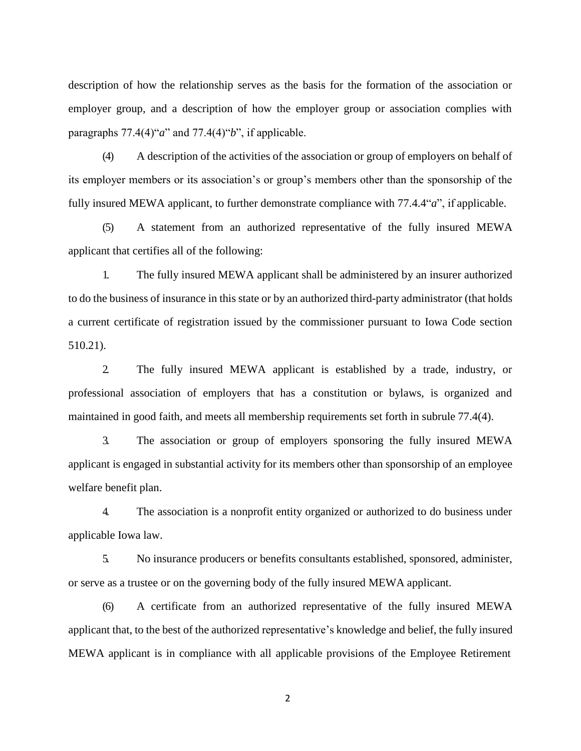description of how the relationship serves as the basis for the formation of the association or employer group, and a description of how the employer group or association complies with paragraphs 77.4(4)"*a*" and 77.4(4)"*b*", if applicable.

(4) A description of the activities of the association or group of employers on behalf of its employer members or its association's or group's members other than the sponsorship of the fully insured MEWA applicant, to further demonstrate compliance with 77.4.4"*a*", if applicable.

(5) A statement from an authorized representative of the fully insured MEWA applicant that certifies all of the following:

1. The fully insured MEWA applicant shall be administered by an insurer authorized to do the business of insurance in this state or by an authorized third-party administrator (that holds a current certificate of registration issued by the commissioner pursuant to Iowa Code section 510.21).

2. The fully insured MEWA applicant is established by a trade, industry, or professional association of employers that has a constitution or bylaws, is organized and maintained in good faith, and meets all membership requirements set forth in subrule 77.4(4).

3. The association or group of employers sponsoring the fully insured MEWA applicant is engaged in substantial activity for its members other than sponsorship of an employee welfare benefit plan.

4. The association is a nonprofit entity organized or authorized to do business under applicable Iowa law.

5. No insurance producers or benefits consultants established, sponsored, administer, or serve as a trustee or on the governing body of the fully insured MEWA applicant.

(6) A certificate from an authorized representative of the fully insured MEWA applicant that, to the best of the authorized representative's knowledge and belief, the fully insured MEWA applicant is in compliance with all applicable provisions of the Employee Retirement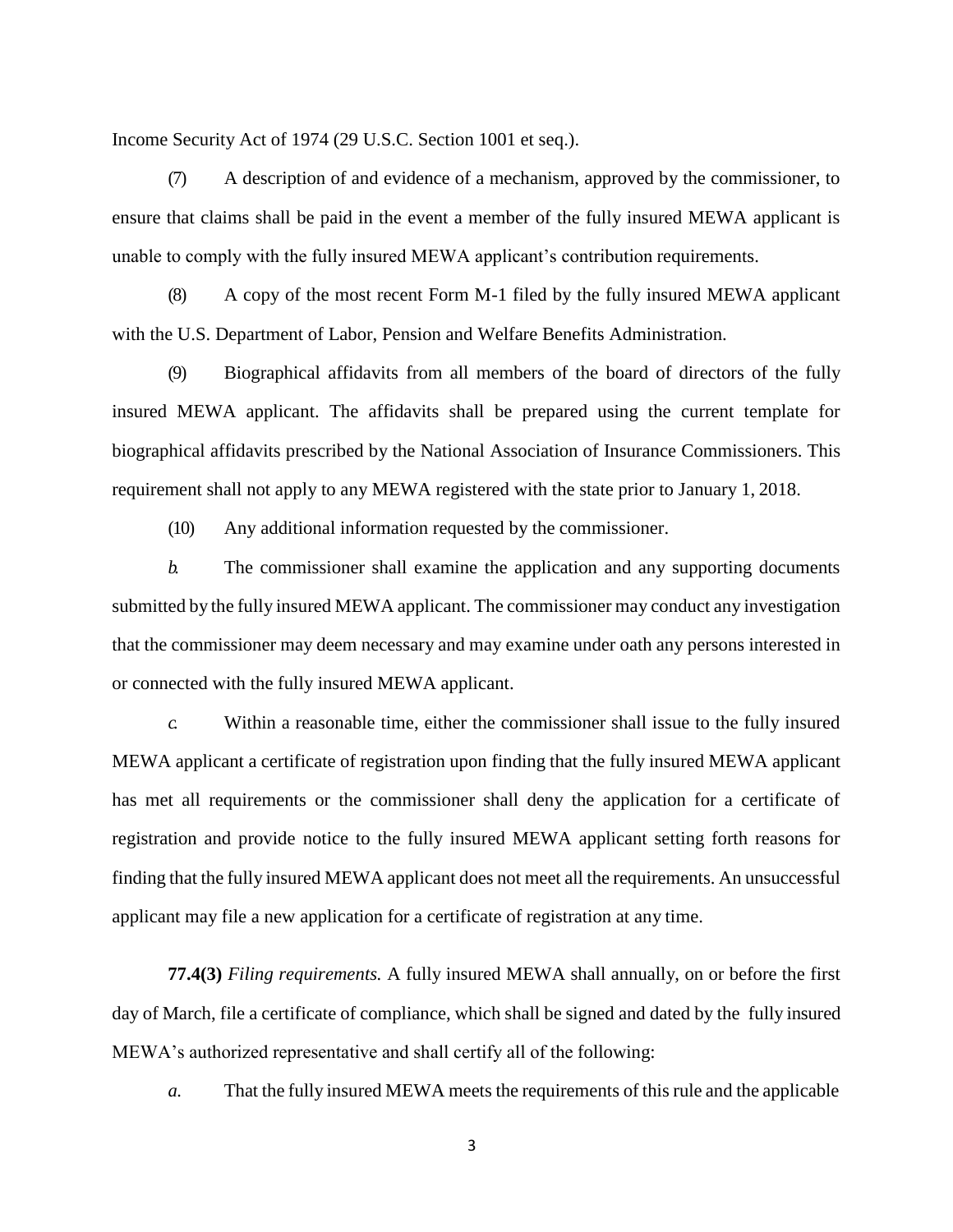Income Security Act of 1974 (29 U.S.C. Section 1001 et seq.).

(7) A description of and evidence of a mechanism, approved by the commissioner, to ensure that claims shall be paid in the event a member of the fully insured MEWA applicant is unable to comply with the fully insured MEWA applicant's contribution requirements.

(8) A copy of the most recent Form M-1 filed by the fully insured MEWA applicant with the U.S. Department of Labor, Pension and Welfare Benefits Administration.

(9) Biographical affidavits from all members of the board of directors of the fully insured MEWA applicant. The affidavits shall be prepared using the current template for biographical affidavits prescribed by the National Association of Insurance Commissioners. This requirement shall not apply to any MEWA registered with the state prior to January 1, 2018.

(10) Any additional information requested by the commissioner.

*b.* The commissioner shall examine the application and any supporting documents submitted by the fully insured MEWA applicant. The commissioner may conduct any investigation that the commissioner may deem necessary and may examine under oath any persons interested in or connected with the fully insured MEWA applicant.

*c.* Within a reasonable time, either the commissioner shall issue to the fully insured MEWA applicant a certificate of registration upon finding that the fully insured MEWA applicant has met all requirements or the commissioner shall deny the application for a certificate of registration and provide notice to the fully insured MEWA applicant setting forth reasons for finding that the fully insured MEWA applicant does not meet all the requirements. An unsuccessful applicant may file a new application for a certificate of registration at any time.

**77.4(3)** *Filing requirements.* A fully insured MEWA shall annually, on or before the first day of March, file a certificate of compliance, which shall be signed and dated by the fully insured MEWA's authorized representative and shall certify all of the following:

*a.* That the fully insured MEWA meets the requirements of this rule and the applicable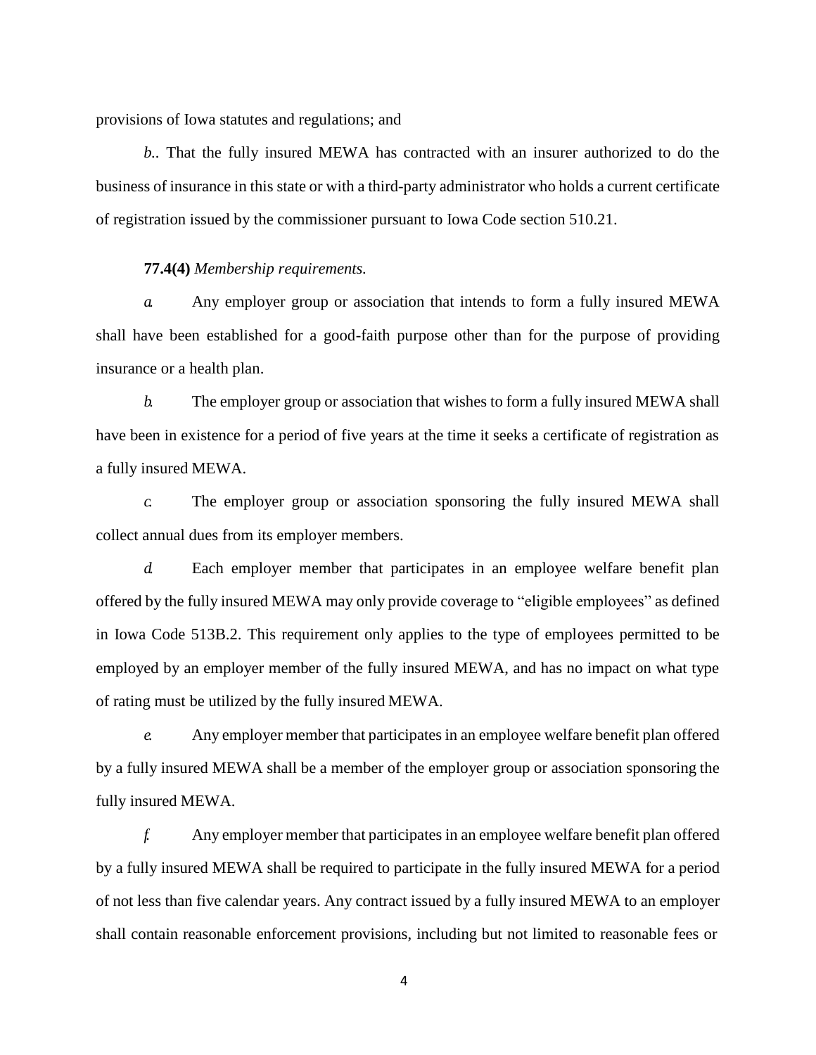provisions of Iowa statutes and regulations; and

*b*.. That the fully insured MEWA has contracted with an insurer authorized to do the business of insurance in this state or with a third-party administrator who holds a current certificate of registration issued by the commissioner pursuant to Iowa Code section 510.21.

**77.4(4)** *Membership requirements.*

*a.* Any employer group or association that intends to form a fully insured MEWA shall have been established for a good-faith purpose other than for the purpose of providing insurance or a health plan.

*b.* The employer group or association that wishes to form a fully insured MEWA shall have been in existence for a period of five years at the time it seeks a certificate of registration as a fully insured MEWA.

*c.* The employer group or association sponsoring the fully insured MEWA shall collect annual dues from its employer members.

*d.* Each employer member that participates in an employee welfare benefit plan offered by the fully insured MEWA may only provide coverage to "eligible employees" as defined in Iowa Code 513B.2. This requirement only applies to the type of employees permitted to be employed by an employer member of the fully insured MEWA, and has no impact on what type of rating must be utilized by the fully insured MEWA.

*e.* Any employer member that participates in an employee welfare benefit plan offered by a fully insured MEWA shall be a member of the employer group or association sponsoring the fully insured MEWA.

*f.* Any employer member that participates in an employee welfare benefit plan offered by a fully insured MEWA shall be required to participate in the fully insured MEWA for a period of not less than five calendar years. Any contract issued by a fully insured MEWA to an employer shall contain reasonable enforcement provisions, including but not limited to reasonable fees or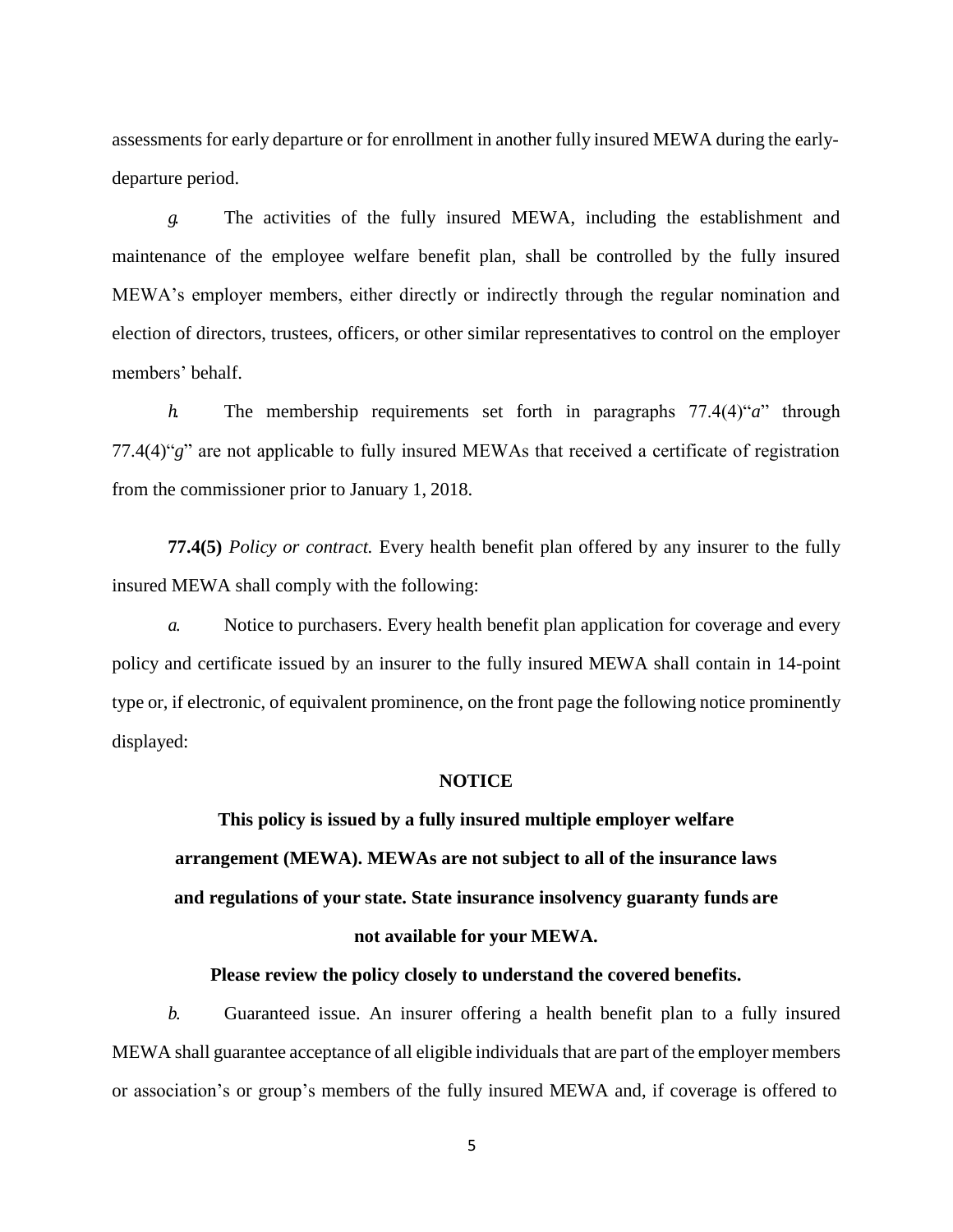assessments for early departure or for enrollment in another fully insured MEWA during the early-departure period.

*g.* The activities of the fully insured MEWA, including the establishment and maintenance of the employee welfare benefit plan, shall be controlled by the fully insured MEWA's employer members, either directly or indirectly through the regular nomination and election of directors, trustees, officers, or other similar representatives to control on the employer members' behalf.

*h.* The membership requirements set forth in paragraphs 77.4(4)"*a*" through 77.4(4)"*g*" are not applicable to fully insured MEWAs that received a certificate of registration from the commissioner prior to January 1, 2018.

**77.4(5)** *Policy or contract.* Every health benefit plan offered by any insurer to the fully insured MEWA shall comply with the following:

*a.* Notice to purchasers. Every health benefit plan application for coverage and every policy and certificate issued by an insurer to the fully insured MEWA shall contain in 14-point type or, if electronic, of equivalent prominence, on the front page the following notice prominently displayed:

**NOTICE**

**This policy is issued by a fully insured multiple employer welfare arrangement (MEWA). MEWAs are not subject to all of the insurance laws and regulations of your state. State insurance insolvency guaranty funds are not available for your MEWA.**

**Please review the policy closely to understand the covered benefits.**

*b.* Guaranteed issue. An insurer offering a health benefit plan to a fully insured MEWA shall guarantee acceptance of all eligible individuals that are part of the employer members or association's or group's members of the fully insured MEWA and, if coverage is offered to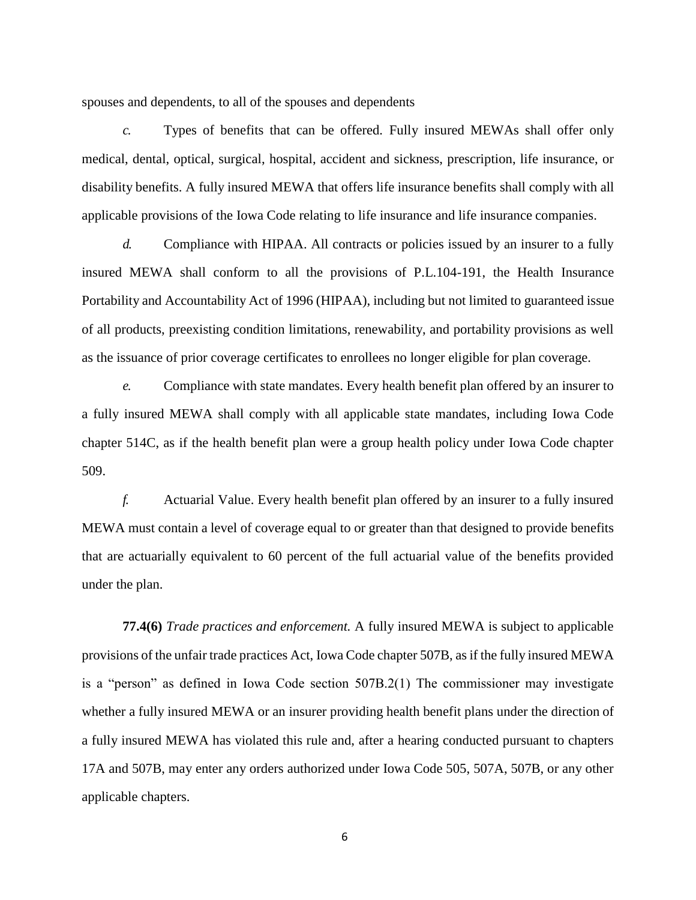spouses and dependents, to all of the spouses and dependents

*c.* Types of benefits that can be offered. Fully insured MEWAs shall offer only medical, dental, optical, surgical, hospital, accident and sickness, prescription, life insurance, or disability benefits. A fully insured MEWA that offers life insurance benefits shall comply with all applicable provisions of the Iowa Code relating to life insurance and life insurance companies.

*d.* Compliance with HIPAA. All contracts or policies issued by an insurer to a fully insured MEWA shall conform to all the provisions of P.L.104-191, the Health Insurance Portability and Accountability Act of 1996 (HIPAA), including but not limited to guaranteed issue of all products, preexisting condition limitations, renewability, and portability provisions as well as the issuance of prior coverage certificates to enrollees no longer eligible for plan coverage.

*e.* Compliance with state mandates. Every health benefit plan offered by an insurer to a fully insured MEWA shall comply with all applicable state mandates, including Iowa Code chapter 514C, as if the health benefit plan were a group health policy under Iowa Code chapter 509.

*f.* Actuarial Value. Every health benefit plan offered by an insurer to a fully insured MEWA must contain a level of coverage equal to or greater than that designed to provide benefits that are actuarially equivalent to 60 percent of the full actuarial value of the benefits provided under the plan.

**77.4(6)** *Trade practices and enforcement.* A fully insured MEWA is subject to applicable provisions of the unfair trade practices Act, Iowa Code chapter 507B, as if the fully insured MEWA is a "person" as defined in Iowa Code section 507B.2(1) The commissioner may investigate whether a fully insured MEWA or an insurer providing health benefit plans under the direction of a fully insured MEWA has violated this rule and, after a hearing conducted pursuant to chapters 17A and 507B, may enter any orders authorized under Iowa Code 505, 507A, 507B, or any other applicable chapters.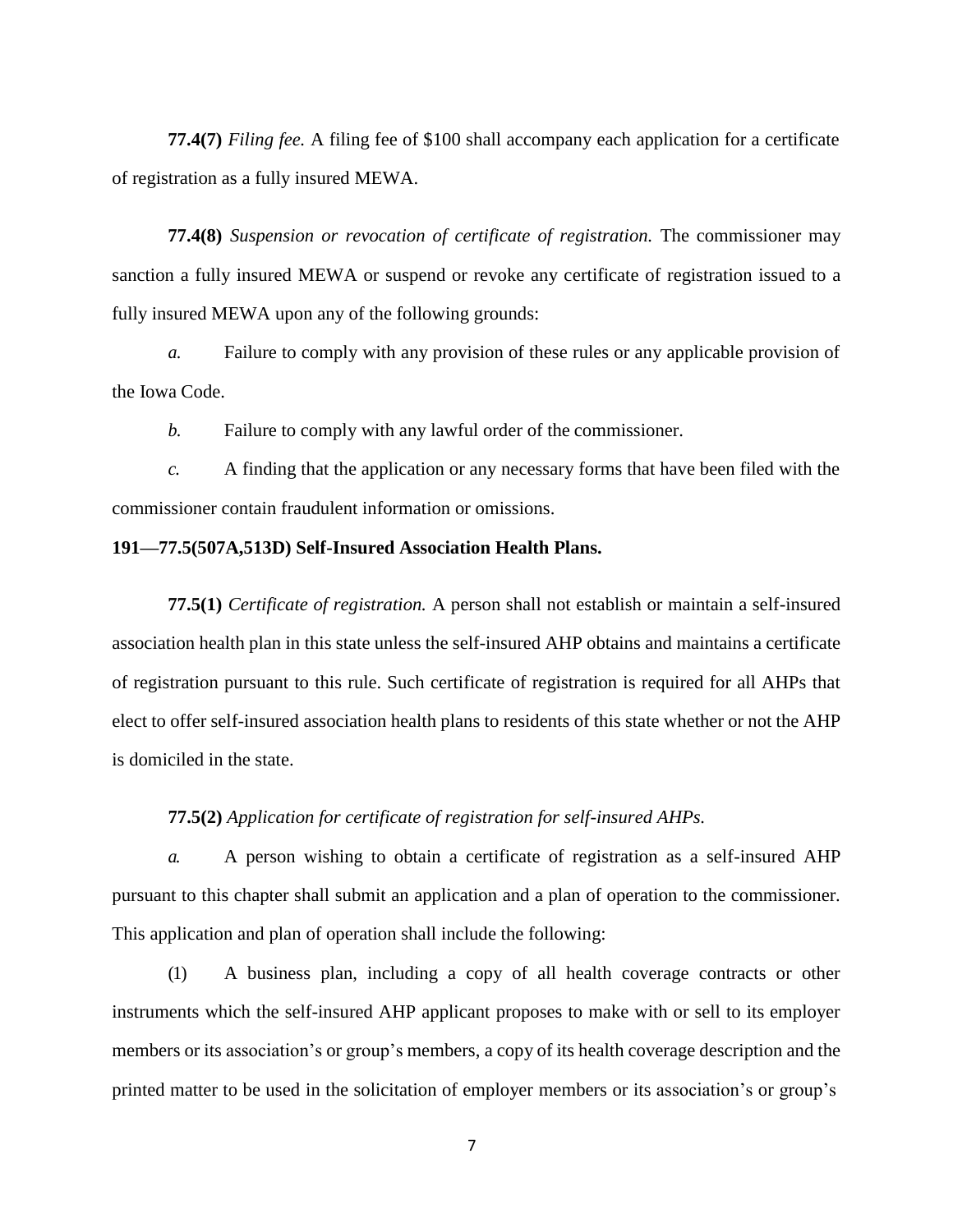**77.4(7)** *Filing fee.* A filing fee of $100 shall accompany each application for a certificate of registration as a fully insured MEWA.

**77.4(8)** *Suspension or revocation of certificate of registration.* The commissioner may sanction a fully insured MEWA or suspend or revoke any certificate of registration issued to a fully insured MEWA upon any of the following grounds:

*a.* Failure to comply with any provision of these rules or any applicable provision of the Iowa Code.

*b.* Failure to comply with any lawful order of the commissioner.

*c.* A finding that the application or any necessary forms that have been filed with the commissioner contain fraudulent information or omissions.

**191—77.5(507A,513D) Self-Insured Association Health Plans.**

**77.5(1)** *Certificate of registration.* A person shall not establish or maintain a self-insured association health plan in this state unless the self-insured AHP obtains and maintains a certificate of registration pursuant to this rule. Such certificate of registration is required for all AHPs that elect to offer self-insured association health plans to residents of this state whether or not the AHP is domiciled in the state.

**77.5(2)** *Application for certificate of registration for self-insured AHPs.*

*a.* A person wishing to obtain a certificate of registration as a self-insured AHP pursuant to this chapter shall submit an application and a plan of operation to the commissioner. This application and plan of operation shall include the following:

(1) A business plan, including a copy of all health coverage contracts or other instruments which the self-insured AHP applicant proposes to make with or sell to its employer members or its association's or group's members, a copy of its health coverage description and the printed matter to be used in the solicitation of employer members or its association's or group's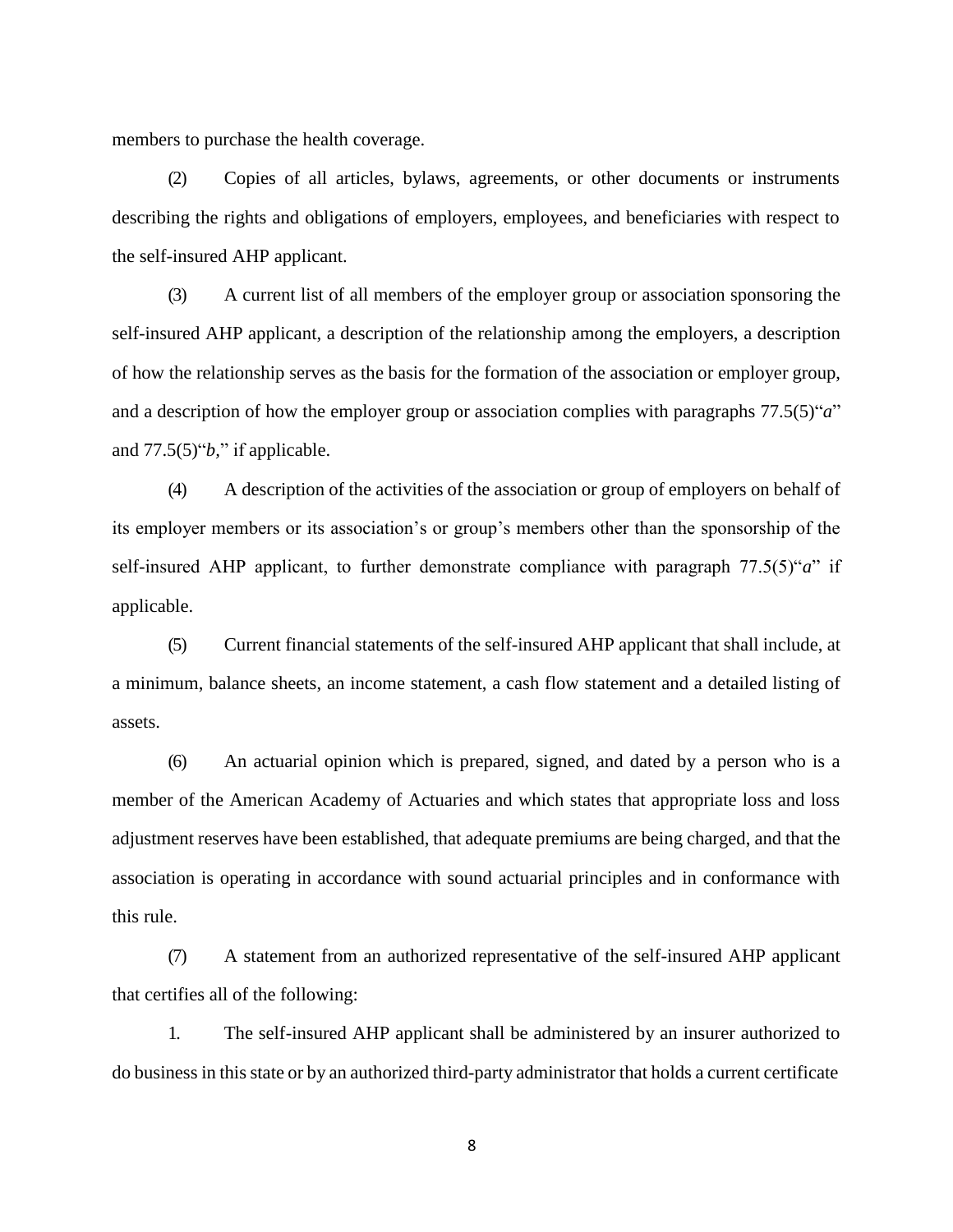members to purchase the health coverage.

(2) Copies of all articles, bylaws, agreements, or other documents or instruments describing the rights and obligations of employers, employees, and beneficiaries with respect to the self-insured AHP applicant.

(3) A current list of all members of the employer group or association sponsoring the self-insured AHP applicant, a description of the relationship among the employers, a description of how the relationship serves as the basis for the formation of the association or employer group, and a description of how the employer group or association complies with paragraphs 77.5(5)"*a*" and 77.5(5)"*b*," if applicable.

(4) A description of the activities of the association or group of employers on behalf of its employer members or its association's or group's members other than the sponsorship of the self-insured AHP applicant, to further demonstrate compliance with paragraph 77.5(5)"*a*" if applicable.

(5) Current financial statements of the self-insured AHP applicant that shall include, at a minimum, balance sheets, an income statement, a cash flow statement and a detailed listing of assets.

(6) An actuarial opinion which is prepared, signed, and dated by a person who is a member of the American Academy of Actuaries and which states that appropriate loss and loss adjustment reserves have been established, that adequate premiums are being charged, and that the association is operating in accordance with sound actuarial principles and in conformance with this rule.

(7) A statement from an authorized representative of the self-insured AHP applicant that certifies all of the following:

1. The self-insured AHP applicant shall be administered by an insurer authorized to do business in this state or by an authorized third-party administrator that holds a current certificate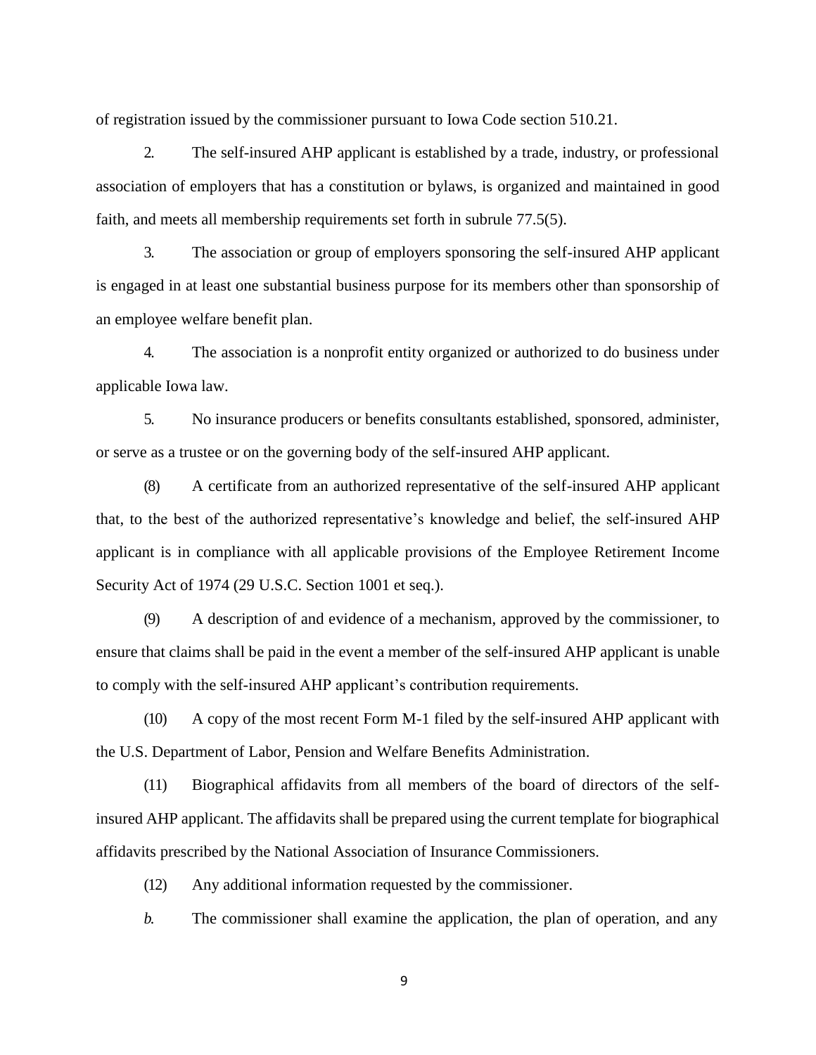of registration issued by the commissioner pursuant to Iowa Code section 510.21.

2. The self-insured AHP applicant is established by a trade, industry, or professional association of employers that has a constitution or bylaws, is organized and maintained in good faith, and meets all membership requirements set forth in subrule 77.5(5).

3. The association or group of employers sponsoring the self-insured AHP applicant is engaged in at least one substantial business purpose for its members other than sponsorship of an employee welfare benefit plan.

4. The association is a nonprofit entity organized or authorized to do business under applicable Iowa law.

5. No insurance producers or benefits consultants established, sponsored, administer, or serve as a trustee or on the governing body of the self-insured AHP applicant.

(8) A certificate from an authorized representative of the self-insured AHP applicant that, to the best of the authorized representative's knowledge and belief, the self-insured AHP applicant is in compliance with all applicable provisions of the Employee Retirement Income Security Act of 1974 (29 U.S.C. Section 1001 et seq.).

(9) A description of and evidence of a mechanism, approved by the commissioner, to ensure that claims shall be paid in the event a member of the self-insured AHP applicant is unable to comply with the self-insured AHP applicant's contribution requirements.

(10) A copy of the most recent Form M-1 filed by the self-insured AHP applicant with the U.S. Department of Labor, Pension and Welfare Benefits Administration.

(11) Biographical affidavits from all members of the board of directors of the self-insured AHP applicant. The affidavits shall be prepared using the current template for biographical affidavits prescribed by the National Association of Insurance Commissioners.

(12) Any additional information requested by the commissioner.

*b.* The commissioner shall examine the application, the plan of operation, and any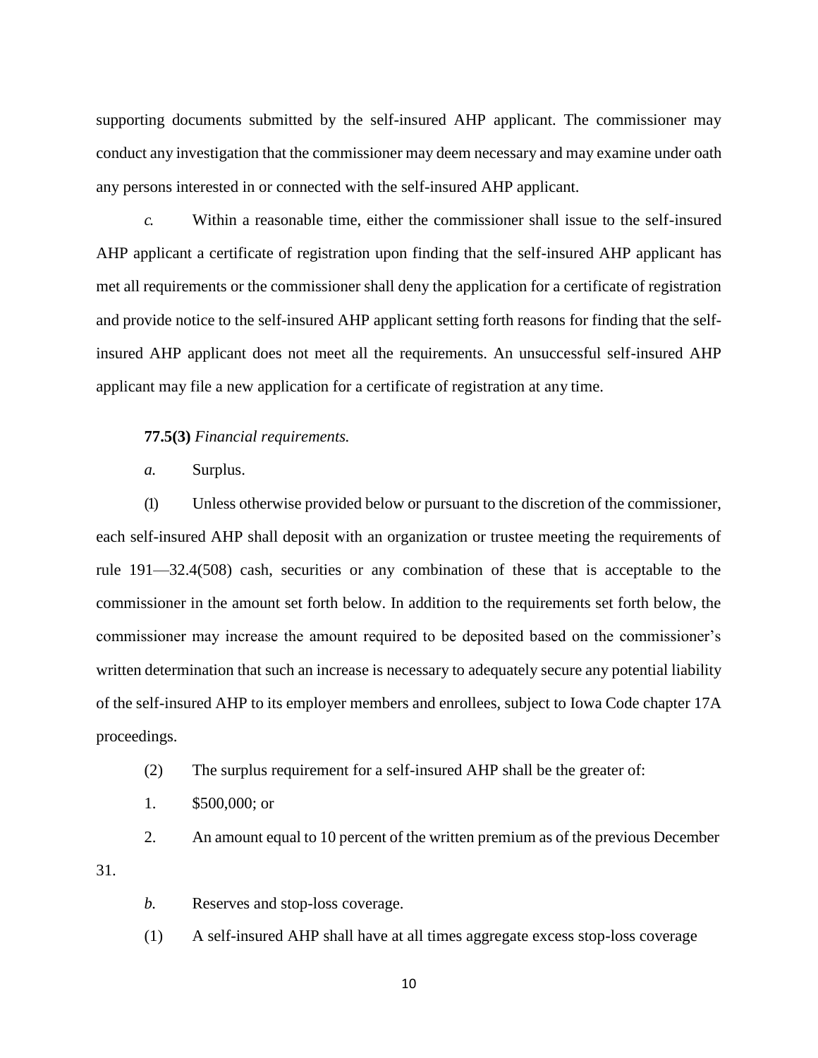supporting documents submitted by the self-insured AHP applicant. The commissioner may conduct any investigation that the commissioner may deem necessary and may examine under oath any persons interested in or connected with the self-insured AHP applicant.

*c.* Within a reasonable time, either the commissioner shall issue to the self-insured AHP applicant a certificate of registration upon finding that the self-insured AHP applicant has met all requirements or the commissioner shall deny the application for a certificate of registration and provide notice to the self-insured AHP applicant setting forth reasons for finding that the self-insured AHP applicant does not meet all the requirements. An unsuccessful self-insured AHP applicant may file a new application for a certificate of registration at any time.

**77.5(3)** *Financial requirements.*

*a.* Surplus.

(1) Unless otherwise provided below or pursuant to the discretion of the commissioner, each self-insured AHP shall deposit with an organization or trustee meeting the requirements of rule 191—32.4(508) cash, securities or any combination of these that is acceptable to the commissioner in the amount set forth below. In addition to the requirements set forth below, the commissioner may increase the amount required to be deposited based on the commissioner's written determination that such an increase is necessary to adequately secure any potential liability of the self-insured AHP to its employer members and enrollees, subject to Iowa Code chapter 17A proceedings.

(2) The surplus requirement for a self-insured AHP shall be the greater of:

1. $500,000; or

2. An amount equal to 10 percent of the written premium as of the previous December 31.

*b.* Reserves and stop-loss coverage.

(1) A self-insured AHP shall have at all times aggregate excess stop-loss coverage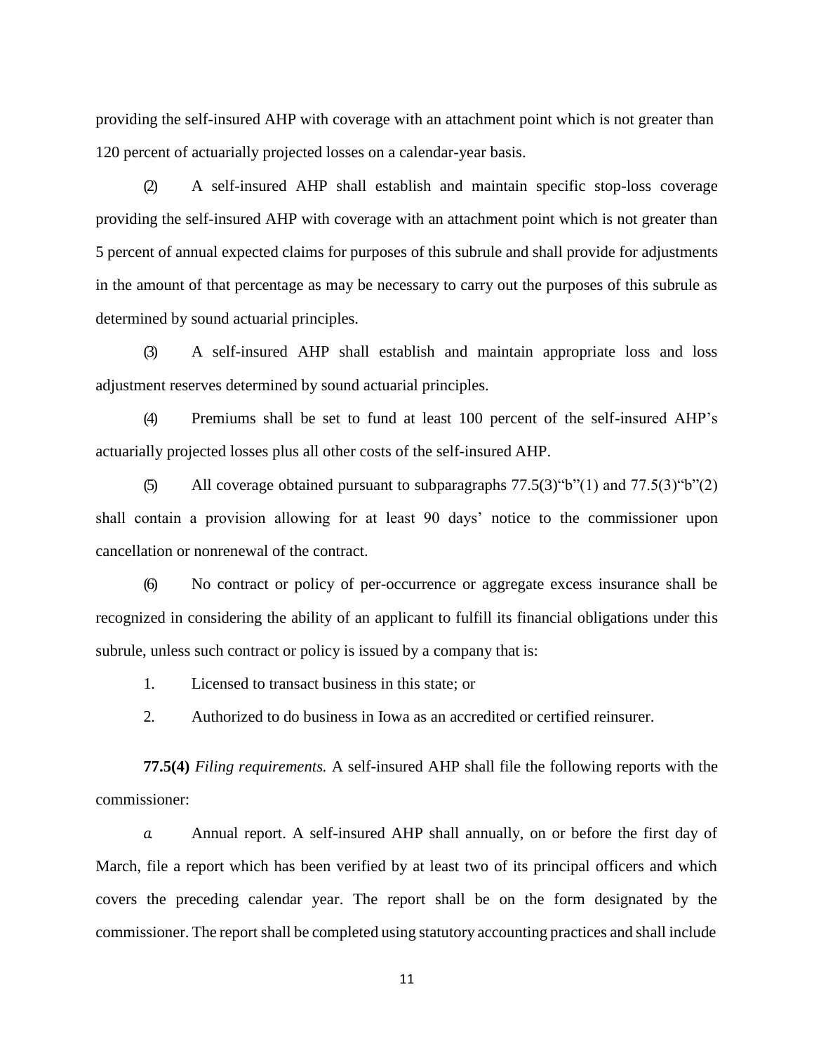providing the self-insured AHP with coverage with an attachment point which is not greater than 120 percent of actuarially projected losses on a calendar-year basis.

(2) A self-insured AHP shall establish and maintain specific stop-loss coverage providing the self-insured AHP with coverage with an attachment point which is not greater than 5 percent of annual expected claims for purposes of this subrule and shall provide for adjustments in the amount of that percentage as may be necessary to carry out the purposes of this subrule as determined by sound actuarial principles.

(3) A self-insured AHP shall establish and maintain appropriate loss and loss adjustment reserves determined by sound actuarial principles.

(4) Premiums shall be set to fund at least 100 percent of the self-insured AHP's actuarially projected losses plus all other costs of the self-insured AHP.

(5) All coverage obtained pursuant to subparagraphs 77.5(3)"b"(1) and 77.5(3)"b"(2) shall contain a provision allowing for at least 90 days' notice to the commissioner upon cancellation or nonrenewal of the contract.

(6) No contract or policy of per-occurrence or aggregate excess insurance shall be recognized in considering the ability of an applicant to fulfill its financial obligations under this subrule, unless such contract or policy is issued by a company that is:

1. Licensed to transact business in this state; or

2. Authorized to do business in Iowa as an accredited or certified reinsurer.

**77.5(4)** *Filing requirements.* A self-insured AHP shall file the following reports with the commissioner:

*a.* Annual report. A self-insured AHP shall annually, on or before the first day of March, file a report which has been verified by at least two of its principal officers and which covers the preceding calendar year. The report shall be on the form designated by the commissioner. The report shall be completed using statutory accounting practices and shall include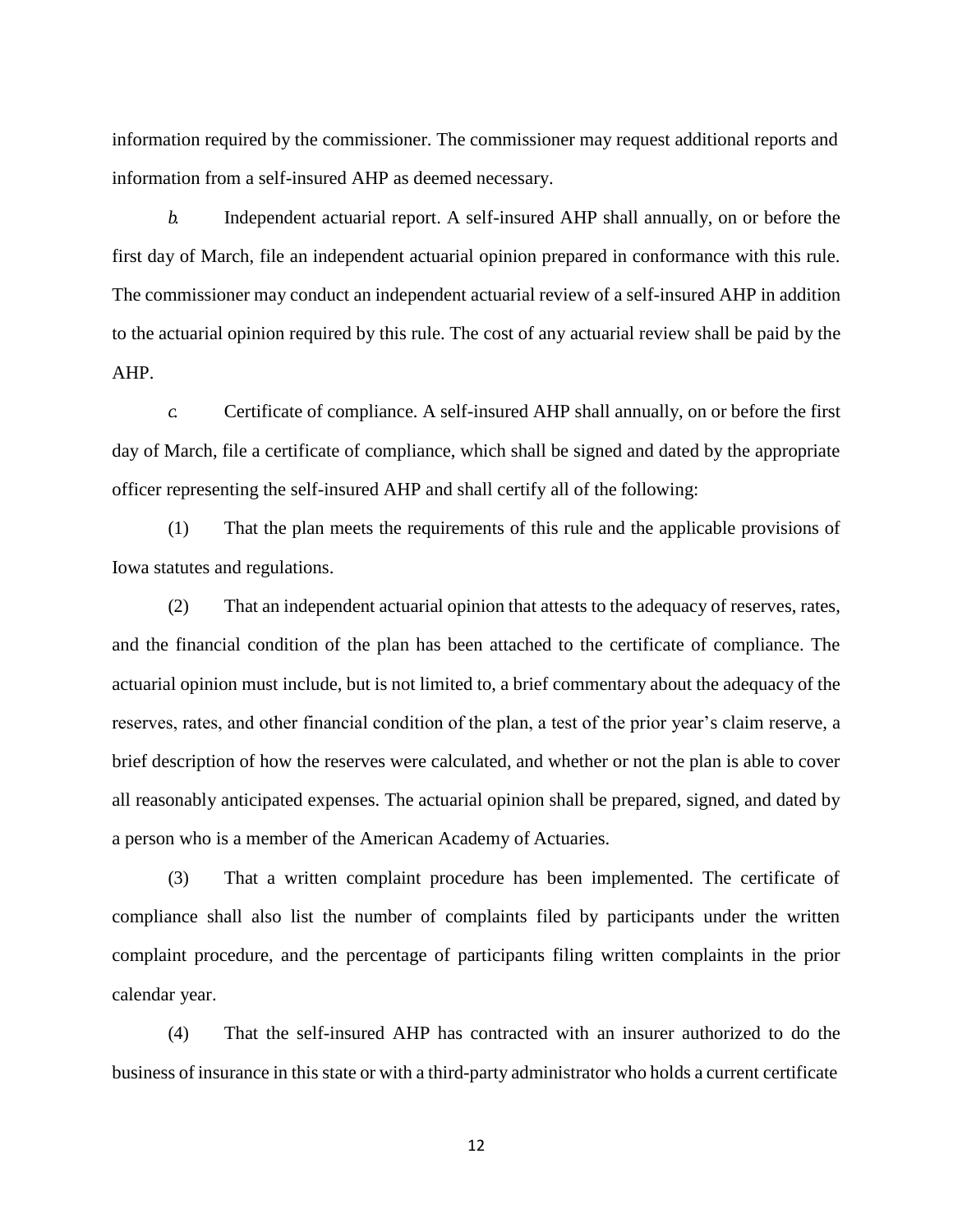information required by the commissioner. The commissioner may request additional reports and information from a self-insured AHP as deemed necessary.

*b.* Independent actuarial report. A self-insured AHP shall annually, on or before the first day of March, file an independent actuarial opinion prepared in conformance with this rule. The commissioner may conduct an independent actuarial review of a self-insured AHP in addition to the actuarial opinion required by this rule. The cost of any actuarial review shall be paid by the AHP.

*c.* Certificate of compliance. A self-insured AHP shall annually, on or before the first day of March, file a certificate of compliance, which shall be signed and dated by the appropriate officer representing the self-insured AHP and shall certify all of the following:

(1) That the plan meets the requirements of this rule and the applicable provisions of Iowa statutes and regulations.

(2) That an independent actuarial opinion that attests to the adequacy of reserves, rates, and the financial condition of the plan has been attached to the certificate of compliance. The actuarial opinion must include, but is not limited to, a brief commentary about the adequacy of the reserves, rates, and other financial condition of the plan, a test of the prior year's claim reserve, a brief description of how the reserves were calculated, and whether or not the plan is able to cover all reasonably anticipated expenses. The actuarial opinion shall be prepared, signed, and dated by a person who is a member of the American Academy of Actuaries.

(3) That a written complaint procedure has been implemented. The certificate of compliance shall also list the number of complaints filed by participants under the written complaint procedure, and the percentage of participants filing written complaints in the prior calendar year.

(4) That the self-insured AHP has contracted with an insurer authorized to do the business of insurance in this state or with a third-party administrator who holds a current certificate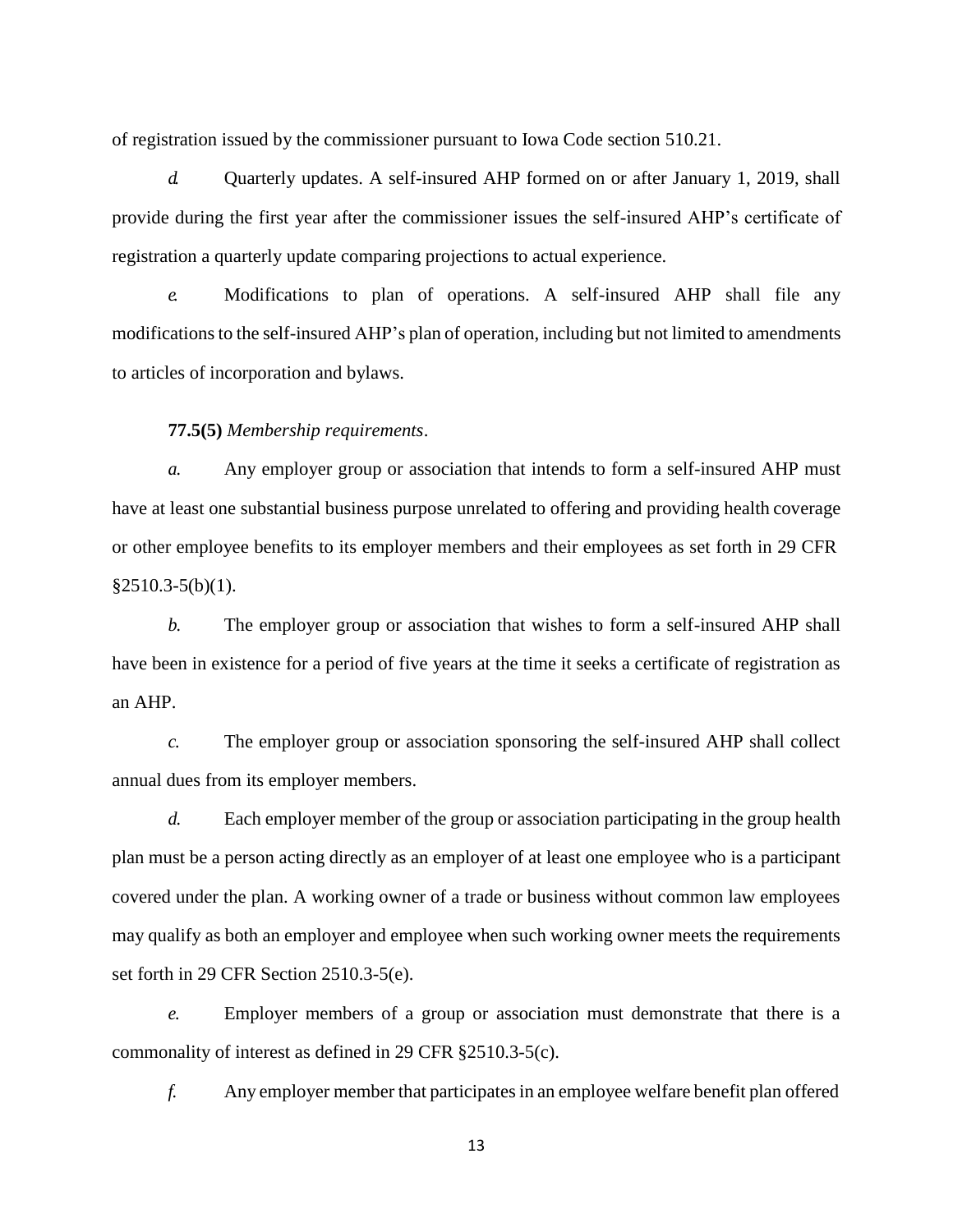of registration issued by the commissioner pursuant to Iowa Code section 510.21.

*d.* Quarterly updates. A self-insured AHP formed on or after January 1, 2019, shall provide during the first year after the commissioner issues the self-insured AHP's certificate of registration a quarterly update comparing projections to actual experience.

*e.* Modifications to plan of operations. A self-insured AHP shall file any modifications to the self-insured AHP's plan of operation, including but not limited to amendments to articles of incorporation and bylaws.

**77.5(5)** *Membership requirements*.

*a.* Any employer group or association that intends to form a self-insured AHP must have at least one substantial business purpose unrelated to offering and providing health coverage or other employee benefits to its employer members and their employees as set forth in 29 CFR §2510.3-5(b)(1).

*b.* The employer group or association that wishes to form a self-insured AHP shall have been in existence for a period of five years at the time it seeks a certificate of registration as an AHP.

*c.* The employer group or association sponsoring the self-insured AHP shall collect annual dues from its employer members.

*d.* Each employer member of the group or association participating in the group health plan must be a person acting directly as an employer of at least one employee who is a participant covered under the plan. A working owner of a trade or business without common law employees may qualify as both an employer and employee when such working owner meets the requirements set forth in 29 CFR Section 2510.3-5(e).

*e.* Employer members of a group or association must demonstrate that there is a commonality of interest as defined in 29 CFR §2510.3-5(c).

*f.* Any employer member that participates in an employee welfare benefit plan offered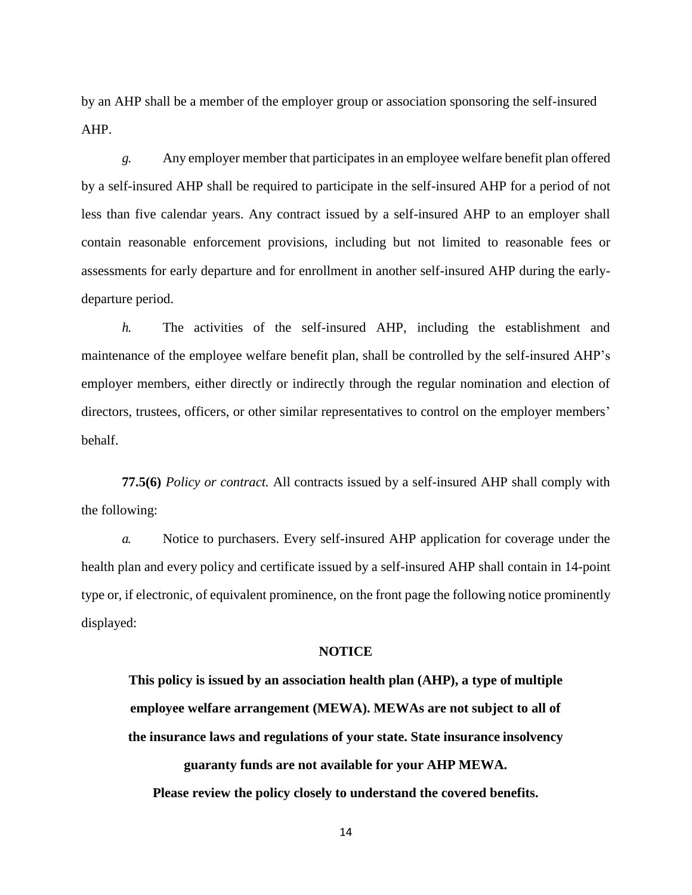by an AHP shall be a member of the employer group or association sponsoring the self-insured AHP.

*g.* Any employer member that participates in an employee welfare benefit plan offered by a self-insured AHP shall be required to participate in the self-insured AHP for a period of not less than five calendar years. Any contract issued by a self-insured AHP to an employer shall contain reasonable enforcement provisions, including but not limited to reasonable fees or assessments for early departure and for enrollment in another self-insured AHP during the early-departure period.

*h.* The activities of the self-insured AHP, including the establishment and maintenance of the employee welfare benefit plan, shall be controlled by the self-insured AHP's employer members, either directly or indirectly through the regular nomination and election of directors, trustees, officers, or other similar representatives to control on the employer members' behalf.

**77.5(6)** *Policy or contract.* All contracts issued by a self-insured AHP shall comply with the following:

*a.* Notice to purchasers. Every self-insured AHP application for coverage under the health plan and every policy and certificate issued by a self-insured AHP shall contain in 14-point type or, if electronic, of equivalent prominence, on the front page the following notice prominently displayed:

**NOTICE**

**This policy is issued by an association health plan (AHP), a type of multiple employee welfare arrangement (MEWA). MEWAs are not subject to all of the insurance laws and regulations of your state. State insurance insolvency guaranty funds are not available for your AHP MEWA.**

**Please review the policy closely to understand the covered benefits.**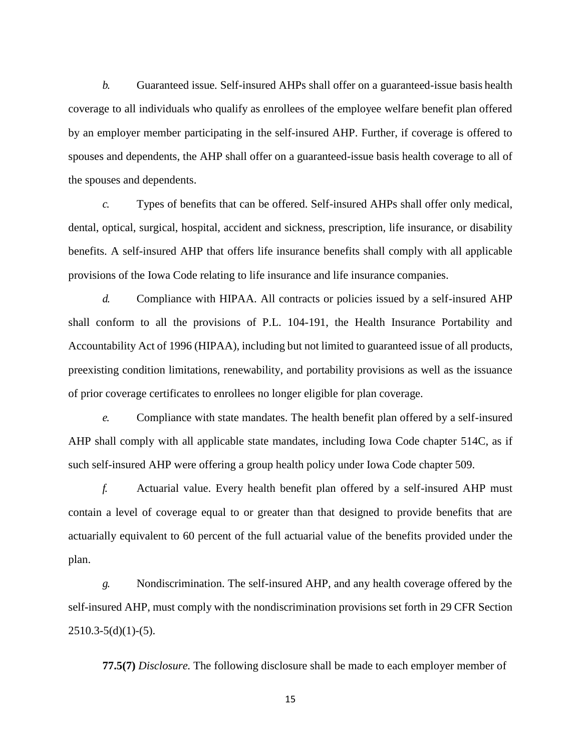*b.* Guaranteed issue. Self-insured AHPs shall offer on a guaranteed-issue basis health coverage to all individuals who qualify as enrollees of the employee welfare benefit plan offered by an employer member participating in the self-insured AHP. Further, if coverage is offered to spouses and dependents, the AHP shall offer on a guaranteed-issue basis health coverage to all of the spouses and dependents.

*c.* Types of benefits that can be offered. Self-insured AHPs shall offer only medical, dental, optical, surgical, hospital, accident and sickness, prescription, life insurance, or disability benefits. A self-insured AHP that offers life insurance benefits shall comply with all applicable provisions of the Iowa Code relating to life insurance and life insurance companies.

*d.* Compliance with HIPAA. All contracts or policies issued by a self-insured AHP shall conform to all the provisions of P.L. 104-191, the Health Insurance Portability and Accountability Act of 1996 (HIPAA), including but not limited to guaranteed issue of all products, preexisting condition limitations, renewability, and portability provisions as well as the issuance of prior coverage certificates to enrollees no longer eligible for plan coverage.

*e.* Compliance with state mandates. The health benefit plan offered by a self-insured AHP shall comply with all applicable state mandates, including Iowa Code chapter 514C, as if such self-insured AHP were offering a group health policy under Iowa Code chapter 509.

*f.* Actuarial value. Every health benefit plan offered by a self-insured AHP must contain a level of coverage equal to or greater than that designed to provide benefits that are actuarially equivalent to 60 percent of the full actuarial value of the benefits provided under the plan.

*g.* Nondiscrimination. The self-insured AHP, and any health coverage offered by the self-insured AHP, must comply with the nondiscrimination provisions set forth in 29 CFR Section 2510.3-5(d)(1)-(5).

**77.5(7)** *Disclosure.* The following disclosure shall be made to each employer member of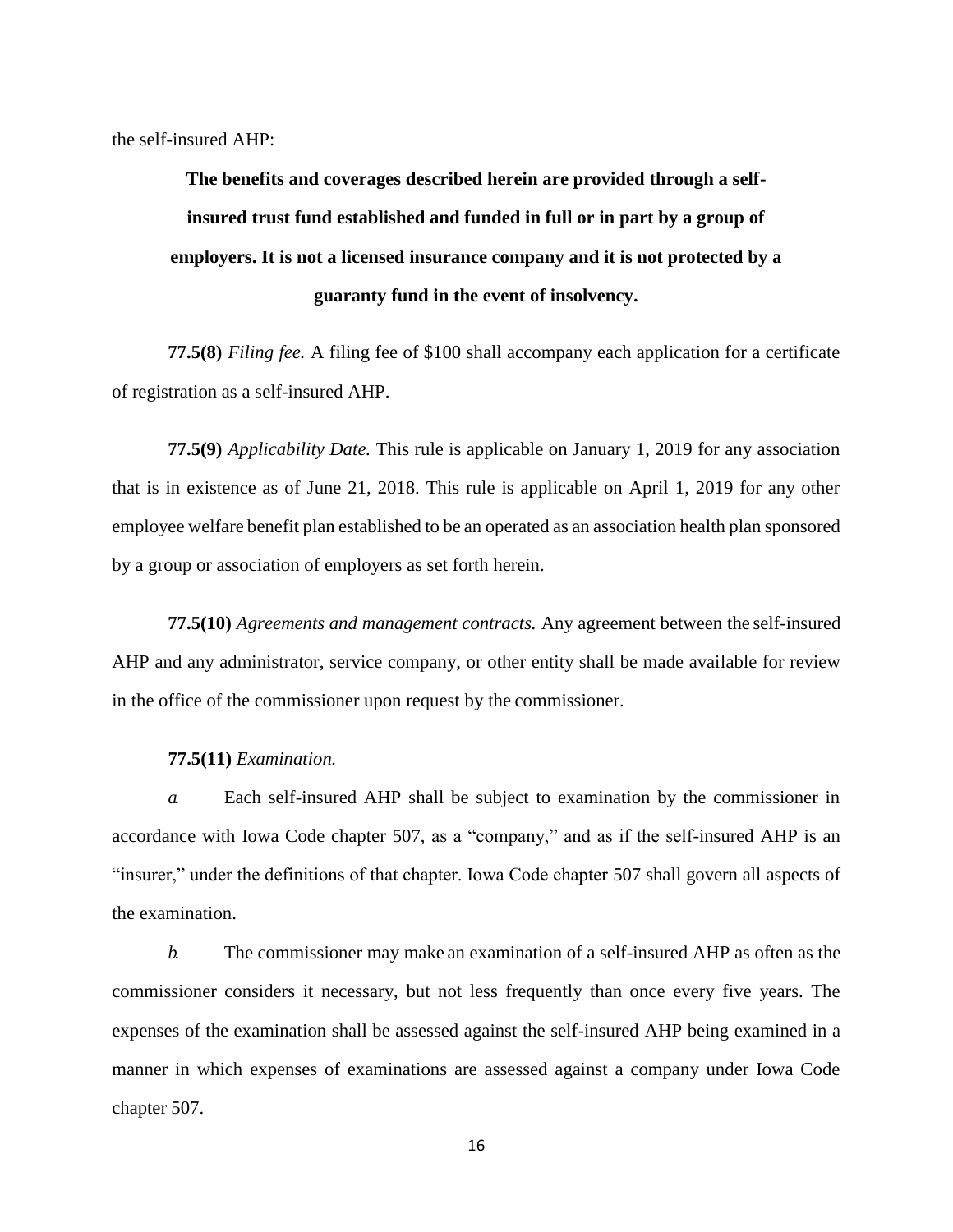the self-insured AHP:

**The benefits and coverages described herein are provided through a self-insured trust fund established and funded in full or in part by a group of employers. It is not a licensed insurance company and it is not protected by a guaranty fund in the event of insolvency.**

**77.5(8)** *Filing fee.* A filing fee of $100 shall accompany each application for a certificate of registration as a self-insured AHP.

**77.5(9)** *Applicability Date.* This rule is applicable on January 1, 2019 for any association that is in existence as of June 21, 2018. This rule is applicable on April 1, 2019 for any other employee welfare benefit plan established to be an operated as an association health plan sponsored by a group or association of employers as set forth herein.

**77.5(10)** *Agreements and management contracts.* Any agreement between the self-insured AHP and any administrator, service company, or other entity shall be made available for review in the office of the commissioner upon request by the commissioner.

**77.5(11)** *Examination.*

*a.* Each self-insured AHP shall be subject to examination by the commissioner in accordance with Iowa Code chapter 507, as a "company," and as if the self-insured AHP is an "insurer," under the definitions of that chapter. Iowa Code chapter 507 shall govern all aspects of the examination.

*b.* The commissioner may make an examination of a self-insured AHP as often as the commissioner considers it necessary, but not less frequently than once every five years. The expenses of the examination shall be assessed against the self-insured AHP being examined in a manner in which expenses of examinations are assessed against a company under Iowa Code chapter 507.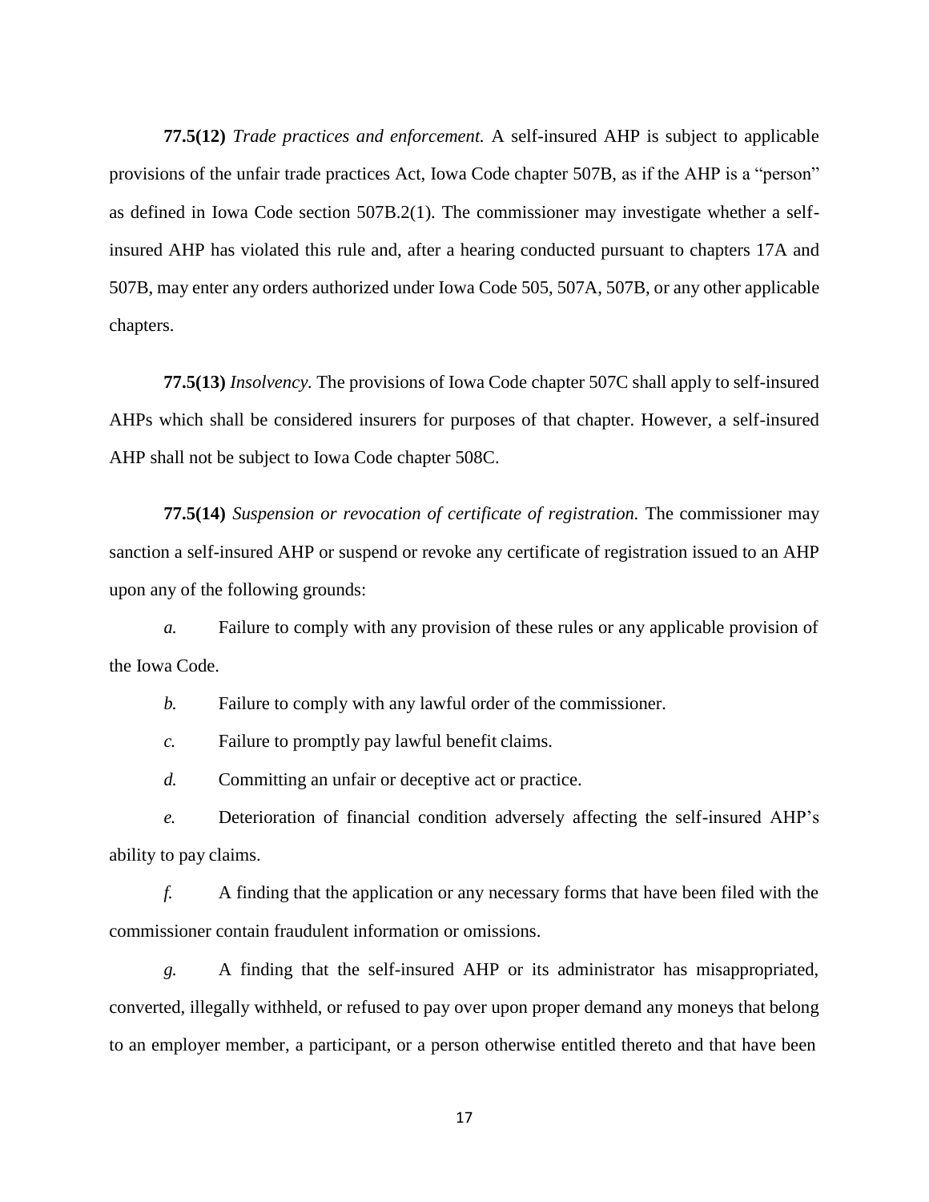**77.5(12)** *Trade practices and enforcement.* A self-insured AHP is subject to applicable provisions of the unfair trade practices Act, Iowa Code chapter 507B, as if the AHP is a "person" as defined in Iowa Code section 507B.2(1). The commissioner may investigate whether a self-insured AHP has violated this rule and, after a hearing conducted pursuant to chapters 17A and 507B, may enter any orders authorized under Iowa Code 505, 507A, 507B, or any other applicable chapters.

**77.5(13)** *Insolvency.* The provisions of Iowa Code chapter 507C shall apply to self-insured AHPs which shall be considered insurers for purposes of that chapter. However, a self-insured AHP shall not be subject to Iowa Code chapter 508C.

**77.5(14)** *Suspension or revocation of certificate of registration.* The commissioner may sanction a self-insured AHP or suspend or revoke any certificate of registration issued to an AHP upon any of the following grounds:

*a.* Failure to comply with any provision of these rules or any applicable provision of the Iowa Code.

*b.* Failure to comply with any lawful order of the commissioner.

*c.* Failure to promptly pay lawful benefit claims.

*d.* Committing an unfair or deceptive act or practice.

*e.* Deterioration of financial condition adversely affecting the self-insured AHP's ability to pay claims.

*f.* A finding that the application or any necessary forms that have been filed with the commissioner contain fraudulent information or omissions.

*g.* A finding that the self-insured AHP or its administrator has misappropriated, converted, illegally withheld, or refused to pay over upon proper demand any moneys that belong to an employer member, a participant, or a person otherwise entitled thereto and that have been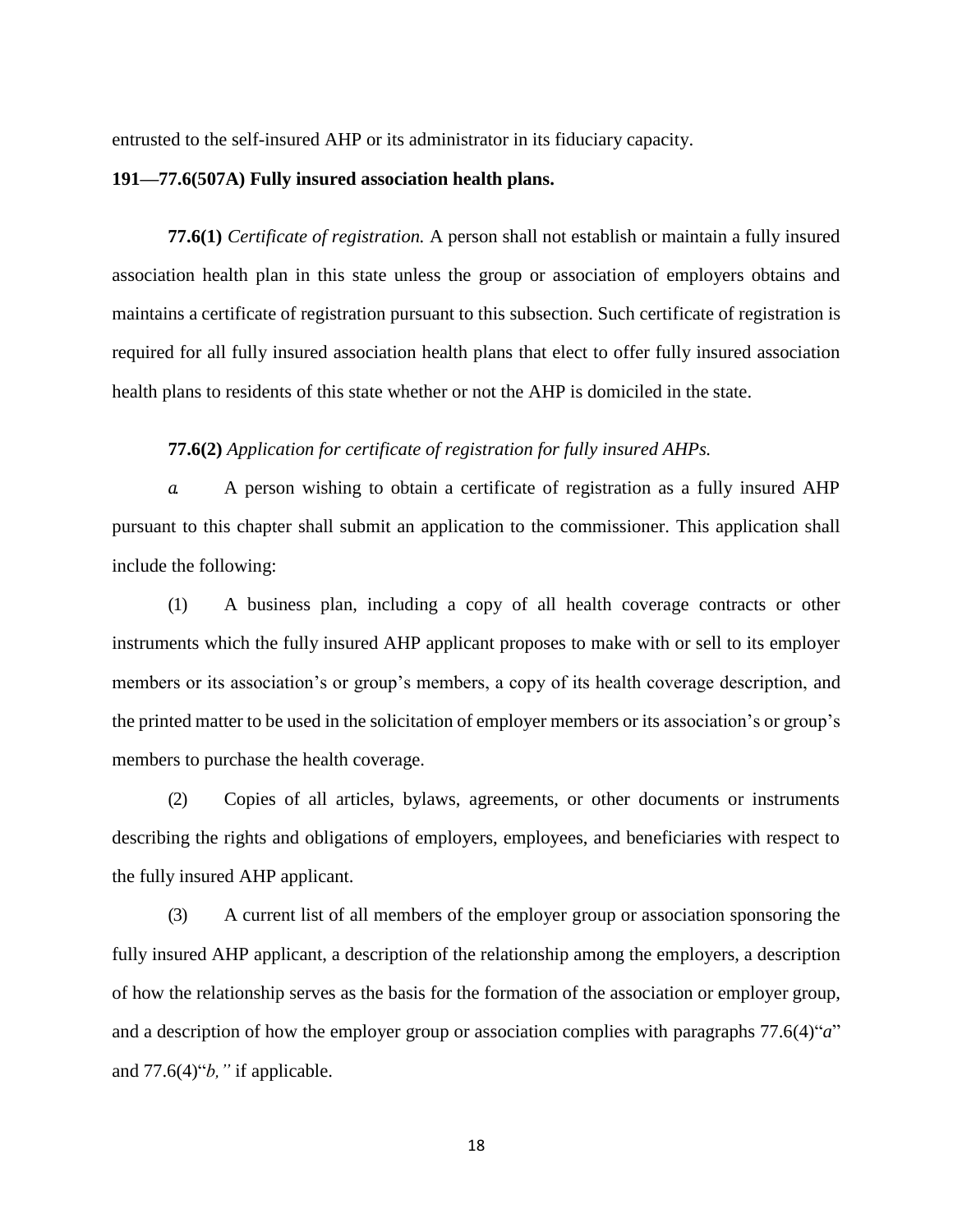entrusted to the self-insured AHP or its administrator in its fiduciary capacity.

**191—77.6(507A) Fully insured association health plans.**

**77.6(1)** *Certificate of registration.* A person shall not establish or maintain a fully insured association health plan in this state unless the group or association of employers obtains and maintains a certificate of registration pursuant to this subsection. Such certificate of registration is required for all fully insured association health plans that elect to offer fully insured association health plans to residents of this state whether or not the AHP is domiciled in the state.

**77.6(2)** *Application for certificate of registration for fully insured AHPs.*

*a.* A person wishing to obtain a certificate of registration as a fully insured AHP pursuant to this chapter shall submit an application to the commissioner. This application shall include the following:

(1) A business plan, including a copy of all health coverage contracts or other instruments which the fully insured AHP applicant proposes to make with or sell to its employer members or its association's or group's members, a copy of its health coverage description, and the printed matter to be used in the solicitation of employer members or its association's or group's members to purchase the health coverage.

(2) Copies of all articles, bylaws, agreements, or other documents or instruments describing the rights and obligations of employers, employees, and beneficiaries with respect to the fully insured AHP applicant.

(3) A current list of all members of the employer group or association sponsoring the fully insured AHP applicant, a description of the relationship among the employers, a description of how the relationship serves as the basis for the formation of the association or employer group, and a description of how the employer group or association complies with paragraphs 77.6(4)"*a*" and 77.6(4)"*b,*" if applicable.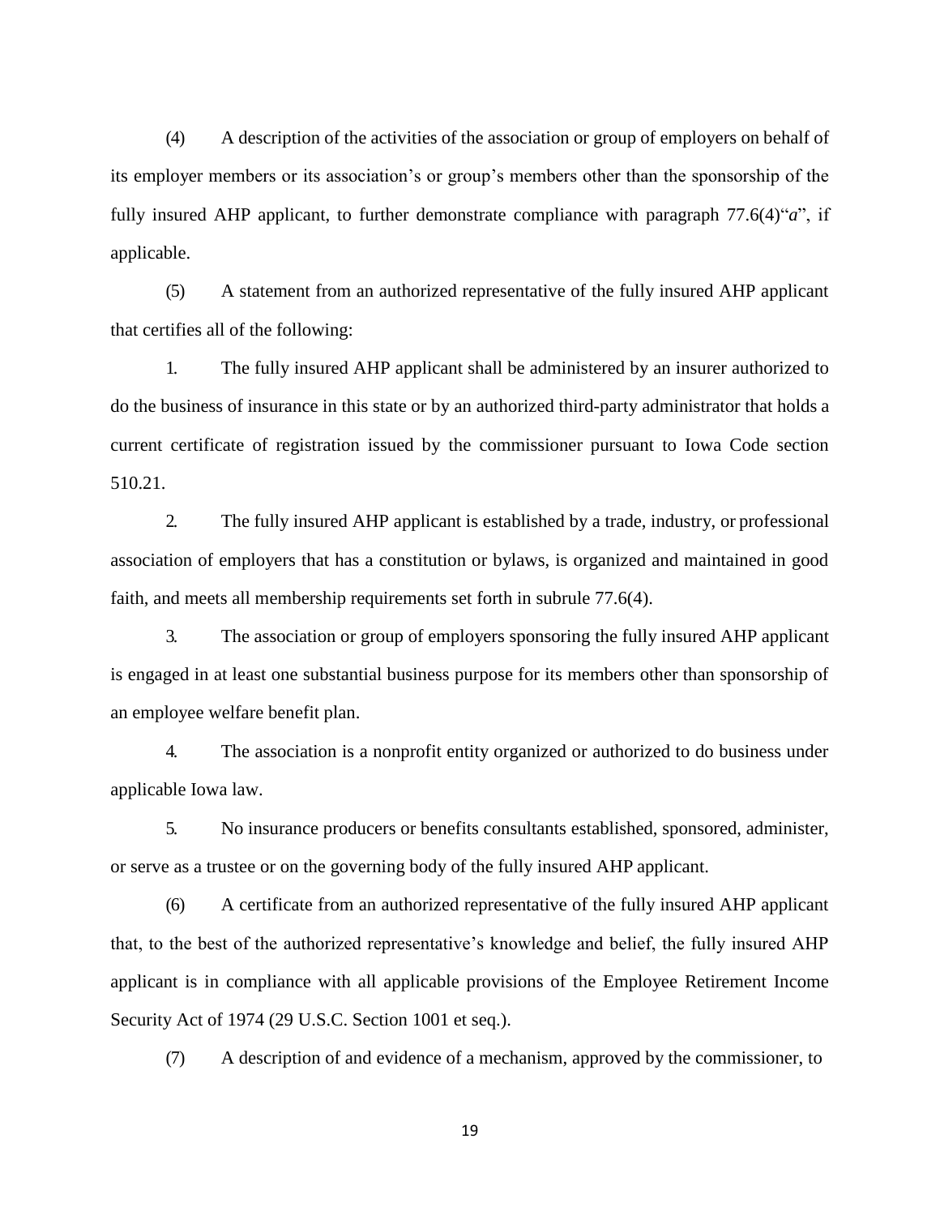(4) A description of the activities of the association or group of employers on behalf of its employer members or its association's or group's members other than the sponsorship of the fully insured AHP applicant, to further demonstrate compliance with paragraph 77.6(4)"*a*", if applicable.

(5) A statement from an authorized representative of the fully insured AHP applicant that certifies all of the following:

1. The fully insured AHP applicant shall be administered by an insurer authorized to do the business of insurance in this state or by an authorized third-party administrator that holds a current certificate of registration issued by the commissioner pursuant to Iowa Code section 510.21.

2. The fully insured AHP applicant is established by a trade, industry, or professional association of employers that has a constitution or bylaws, is organized and maintained in good faith, and meets all membership requirements set forth in subrule 77.6(4).

3. The association or group of employers sponsoring the fully insured AHP applicant is engaged in at least one substantial business purpose for its members other than sponsorship of an employee welfare benefit plan.

4. The association is a nonprofit entity organized or authorized to do business under applicable Iowa law.

5. No insurance producers or benefits consultants established, sponsored, administer, or serve as a trustee or on the governing body of the fully insured AHP applicant.

(6) A certificate from an authorized representative of the fully insured AHP applicant that, to the best of the authorized representative's knowledge and belief, the fully insured AHP applicant is in compliance with all applicable provisions of the Employee Retirement Income Security Act of 1974 (29 U.S.C. Section 1001 et seq.).

(7) A description of and evidence of a mechanism, approved by the commissioner, to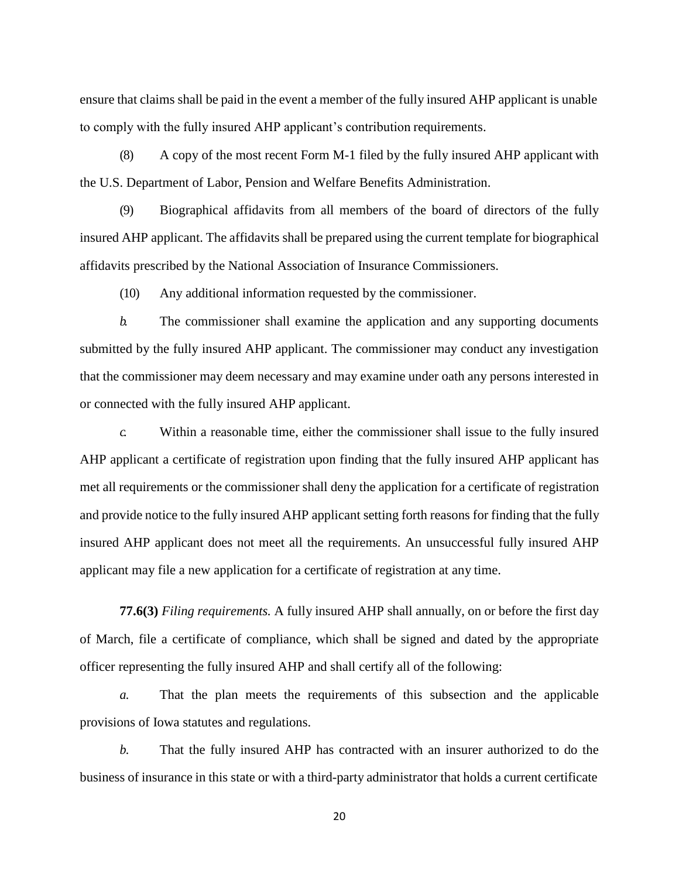ensure that claims shall be paid in the event a member of the fully insured AHP applicant is unable to comply with the fully insured AHP applicant's contribution requirements.

(8) A copy of the most recent Form M-1 filed by the fully insured AHP applicant with the U.S. Department of Labor, Pension and Welfare Benefits Administration.

(9) Biographical affidavits from all members of the board of directors of the fully insured AHP applicant. The affidavits shall be prepared using the current template for biographical affidavits prescribed by the National Association of Insurance Commissioners.

(10) Any additional information requested by the commissioner.

*b.* The commissioner shall examine the application and any supporting documents submitted by the fully insured AHP applicant. The commissioner may conduct any investigation that the commissioner may deem necessary and may examine under oath any persons interested in or connected with the fully insured AHP applicant.

*c.* Within a reasonable time, either the commissioner shall issue to the fully insured AHP applicant a certificate of registration upon finding that the fully insured AHP applicant has met all requirements or the commissioner shall deny the application for a certificate of registration and provide notice to the fully insured AHP applicant setting forth reasons for finding that the fully insured AHP applicant does not meet all the requirements. An unsuccessful fully insured AHP applicant may file a new application for a certificate of registration at any time.

**77.6(3)** *Filing requirements.* A fully insured AHP shall annually, on or before the first day of March, file a certificate of compliance, which shall be signed and dated by the appropriate officer representing the fully insured AHP and shall certify all of the following:

*a.* That the plan meets the requirements of this subsection and the applicable provisions of Iowa statutes and regulations.

*b.* That the fully insured AHP has contracted with an insurer authorized to do the business of insurance in this state or with a third-party administrator that holds a current certificate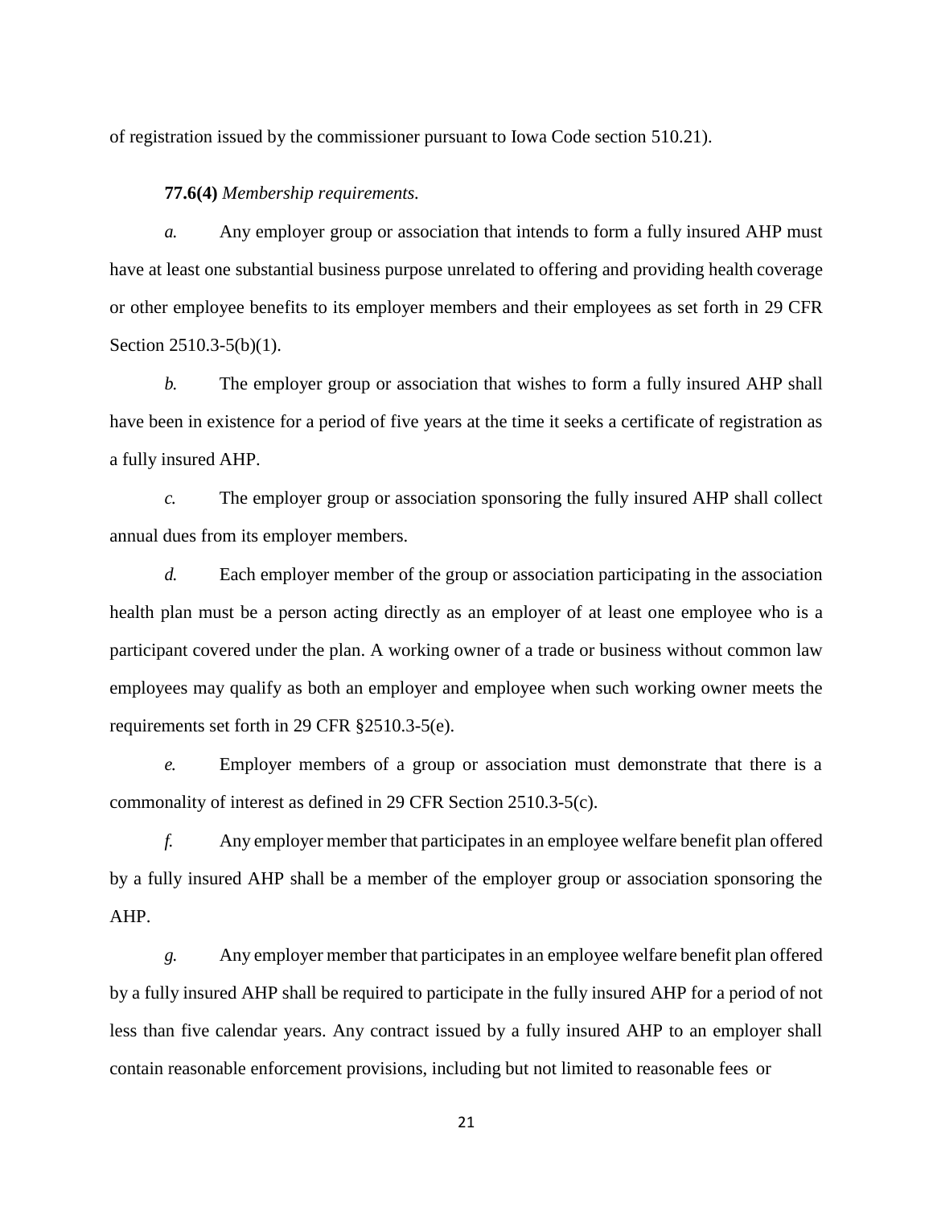of registration issued by the commissioner pursuant to Iowa Code section 510.21).

**77.6(4)** *Membership requirements.*

*a.* Any employer group or association that intends to form a fully insured AHP must have at least one substantial business purpose unrelated to offering and providing health coverage or other employee benefits to its employer members and their employees as set forth in 29 CFR Section 2510.3-5(b)(1).

*b.* The employer group or association that wishes to form a fully insured AHP shall have been in existence for a period of five years at the time it seeks a certificate of registration as a fully insured AHP.

*c.* The employer group or association sponsoring the fully insured AHP shall collect annual dues from its employer members.

*d.* Each employer member of the group or association participating in the association health plan must be a person acting directly as an employer of at least one employee who is a participant covered under the plan. A working owner of a trade or business without common law employees may qualify as both an employer and employee when such working owner meets the requirements set forth in 29 CFR §2510.3-5(e).

*e.* Employer members of a group or association must demonstrate that there is a commonality of interest as defined in 29 CFR Section 2510.3-5(c).

*f.* Any employer member that participates in an employee welfare benefit plan offered by a fully insured AHP shall be a member of the employer group or association sponsoring the AHP.

*g.* Any employer member that participates in an employee welfare benefit plan offered by a fully insured AHP shall be required to participate in the fully insured AHP for a period of not less than five calendar years. Any contract issued by a fully insured AHP to an employer shall contain reasonable enforcement provisions, including but not limited to reasonable fees or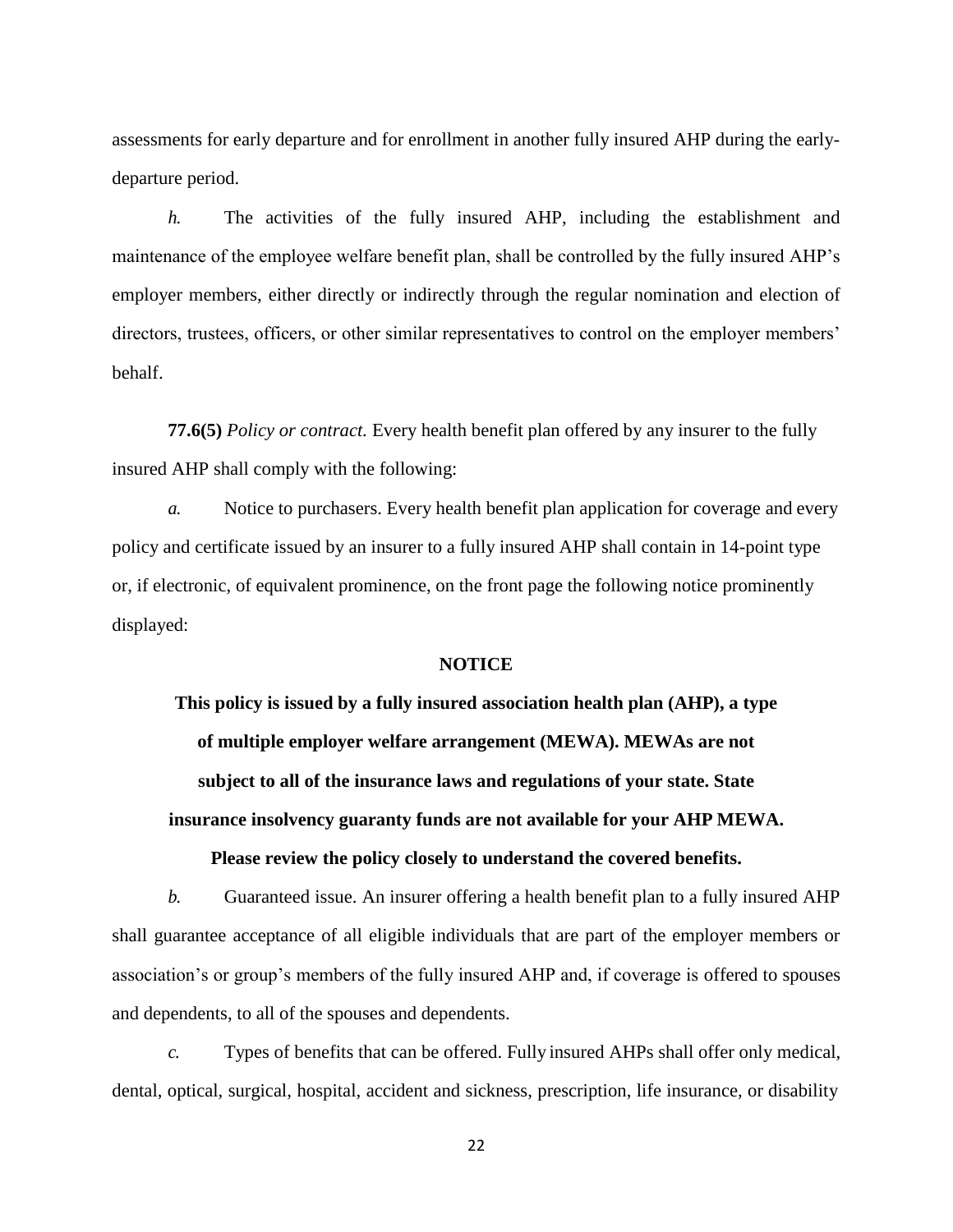assessments for early departure and for enrollment in another fully insured AHP during the early-departure period.

*h.* The activities of the fully insured AHP, including the establishment and maintenance of the employee welfare benefit plan, shall be controlled by the fully insured AHP's employer members, either directly or indirectly through the regular nomination and election of directors, trustees, officers, or other similar representatives to control on the employer members' behalf.

**77.6(5)** *Policy or contract.* Every health benefit plan offered by any insurer to the fully insured AHP shall comply with the following:

*a.* Notice to purchasers. Every health benefit plan application for coverage and every policy and certificate issued by an insurer to a fully insured AHP shall contain in 14-point type or, if electronic, of equivalent prominence, on the front page the following notice prominently displayed:

**NOTICE**

**This policy is issued by a fully insured association health plan (AHP), a type of multiple employer welfare arrangement (MEWA). MEWAs are not subject to all of the insurance laws and regulations of your state. State insurance insolvency guaranty funds are not available for your AHP MEWA. Please review the policy closely to understand the covered benefits.**

*b.* Guaranteed issue. An insurer offering a health benefit plan to a fully insured AHP shall guarantee acceptance of all eligible individuals that are part of the employer members or association's or group's members of the fully insured AHP and, if coverage is offered to spouses and dependents, to all of the spouses and dependents.

*c.* Types of benefits that can be offered. Fully insured AHPs shall offer only medical, dental, optical, surgical, hospital, accident and sickness, prescription, life insurance, or disability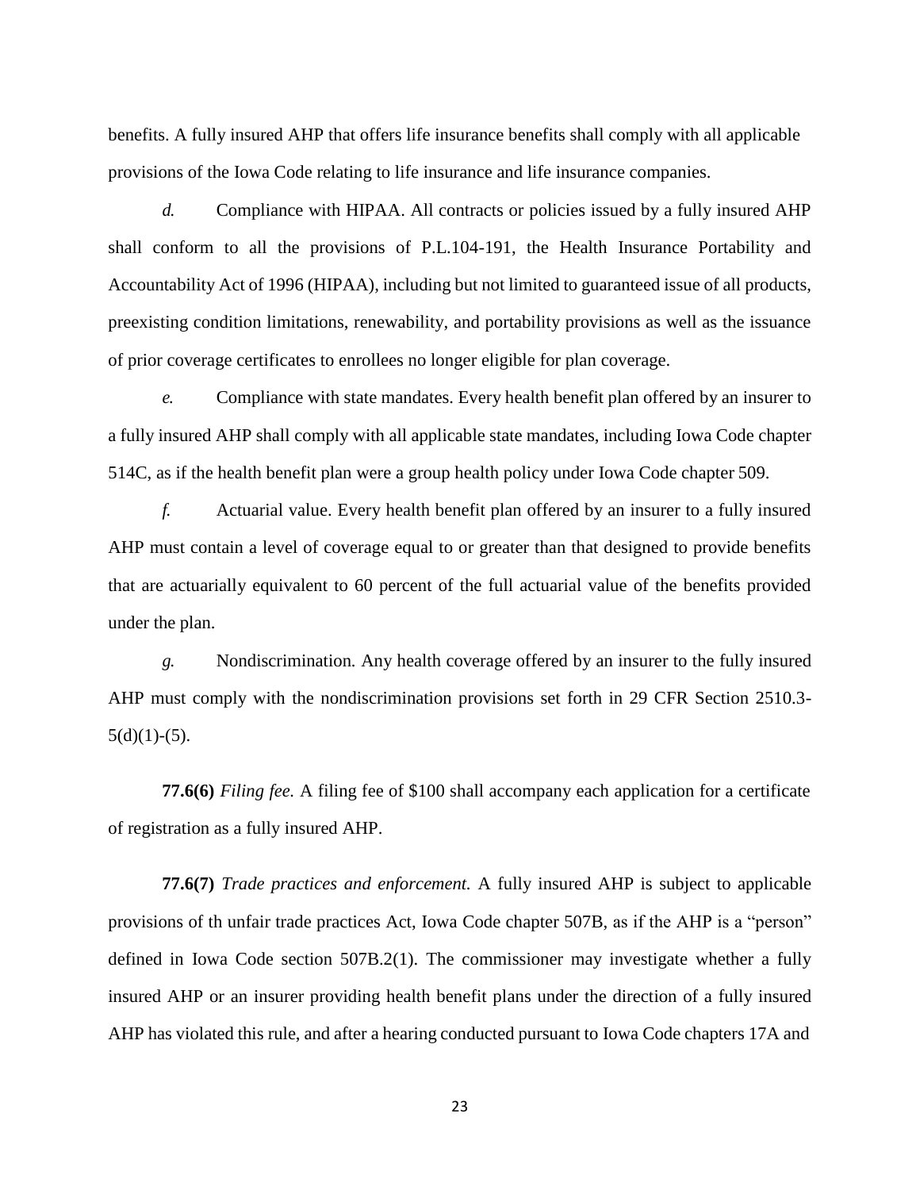benefits. A fully insured AHP that offers life insurance benefits shall comply with all applicable provisions of the Iowa Code relating to life insurance and life insurance companies.

*d.* Compliance with HIPAA. All contracts or policies issued by a fully insured AHP shall conform to all the provisions of P.L.104-191, the Health Insurance Portability and Accountability Act of 1996 (HIPAA), including but not limited to guaranteed issue of all products, preexisting condition limitations, renewability, and portability provisions as well as the issuance of prior coverage certificates to enrollees no longer eligible for plan coverage.

*e.* Compliance with state mandates. Every health benefit plan offered by an insurer to a fully insured AHP shall comply with all applicable state mandates, including Iowa Code chapter 514C, as if the health benefit plan were a group health policy under Iowa Code chapter 509.

*f.* Actuarial value. Every health benefit plan offered by an insurer to a fully insured AHP must contain a level of coverage equal to or greater than that designed to provide benefits that are actuarially equivalent to 60 percent of the full actuarial value of the benefits provided under the plan.

*g.* Nondiscrimination. Any health coverage offered by an insurer to the fully insured AHP must comply with the nondiscrimination provisions set forth in 29 CFR Section 2510.3-5(d)(1)-(5).

**77.6(6)** *Filing fee.* A filing fee of $100 shall accompany each application for a certificate of registration as a fully insured AHP.

**77.6(7)** *Trade practices and enforcement.* A fully insured AHP is subject to applicable provisions of th unfair trade practices Act, Iowa Code chapter 507B, as if the AHP is a "person" defined in Iowa Code section 507B.2(1). The commissioner may investigate whether a fully insured AHP or an insurer providing health benefit plans under the direction of a fully insured AHP has violated this rule, and after a hearing conducted pursuant to Iowa Code chapters 17A and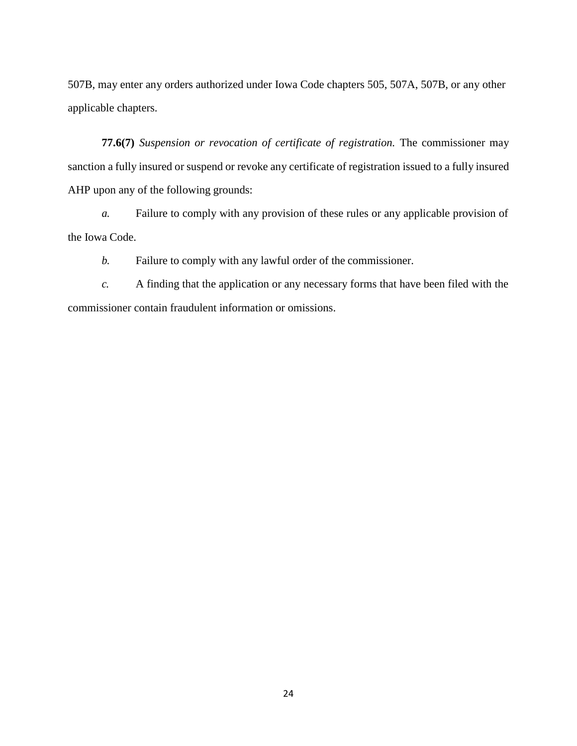507B, may enter any orders authorized under Iowa Code chapters 505, 507A, 507B, or any other applicable chapters.

**77.6(7)** *Suspension or revocation of certificate of registration.* The commissioner may sanction a fully insured or suspend or revoke any certificate of registration issued to a fully insured AHP upon any of the following grounds:

*a.* Failure to comply with any provision of these rules or any applicable provision of the Iowa Code.

*b.* Failure to comply with any lawful order of the commissioner.

*c.* A finding that the application or any necessary forms that have been filed with the commissioner contain fraudulent information or omissions.